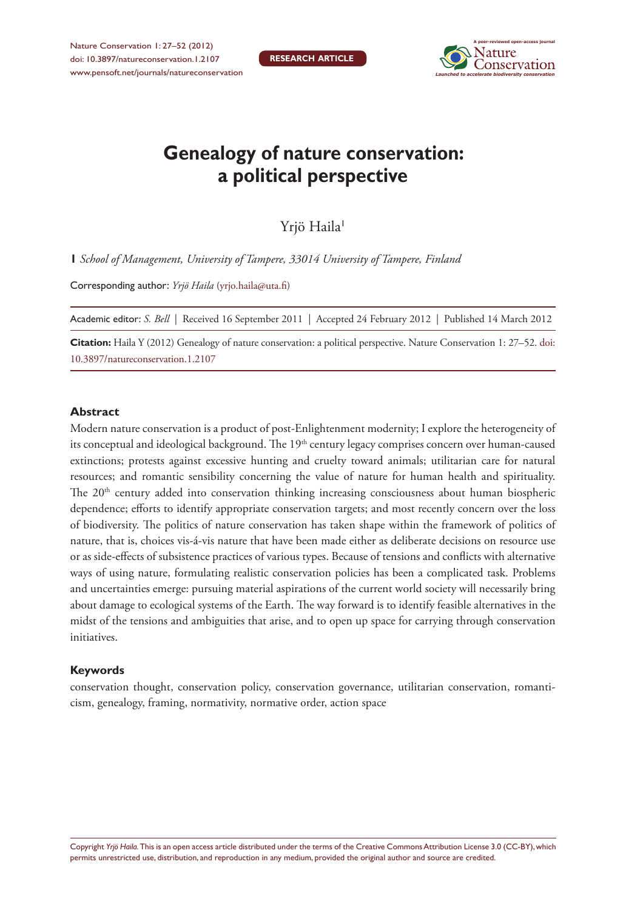# Genealogy of nature conservation: a political perspective

Yrjö Haila[1]

**1** *School of Management, University of Tampere, 33014 University of Tampere, Finland*

Corresponding author: *Yrjö Haila* (yrjo.haila@uta.fi)

Academic editor: *S. Bell* | Received 16 September 2011 | Accepted 24 February 2012 | Published 14 March 2012

**Citation:** Haila Y (2012) Genealogy of nature conservation: a political perspective. Nature Conservation 1: 27–52. doi: 10.3897/natureconservation.1.2107

## Abstract

Modern nature conservation is a product of post-Enlightenment modernity; I explore the heterogeneity of its conceptual and ideological background. The 19th century legacy comprises concern over human-caused extinctions; protests against excessive hunting and cruelty toward animals; utilitarian care for natural resources; and romantic sensibility concerning the value of nature for human health and spirituality. The 20th century added into conservation thinking increasing consciousness about human biospheric dependence; efforts to identify appropriate conservation targets; and most recently concern over the loss of biodiversity. The politics of nature conservation has taken shape within the framework of politics of nature, that is, choices vis-á-vis nature that have been made either as deliberate decisions on resource use or as side-effects of subsistence practices of various types. Because of tensions and conflicts with alternative ways of using nature, formulating realistic conservation policies has been a complicated task. Problems and uncertainties emerge: pursuing material aspirations of the current world society will necessarily bring about damage to ecological systems of the Earth. The way forward is to identify feasible alternatives in the midst of the tensions and ambiguities that arise, and to open up space for carrying through conservation initiatives.

## Keywords

conservation thought, conservation policy, conservation governance, utilitarian conservation, romanticism, genealogy, framing, normativity, normative order, action space

Copyright *Yrjö Haila*. This is an open access article distributed under the terms of the Creative Commons Attribution License 3.0 (CC-BY), which permits unrestricted use, distribution, and reproduction in any medium, provided the original author and source are credited.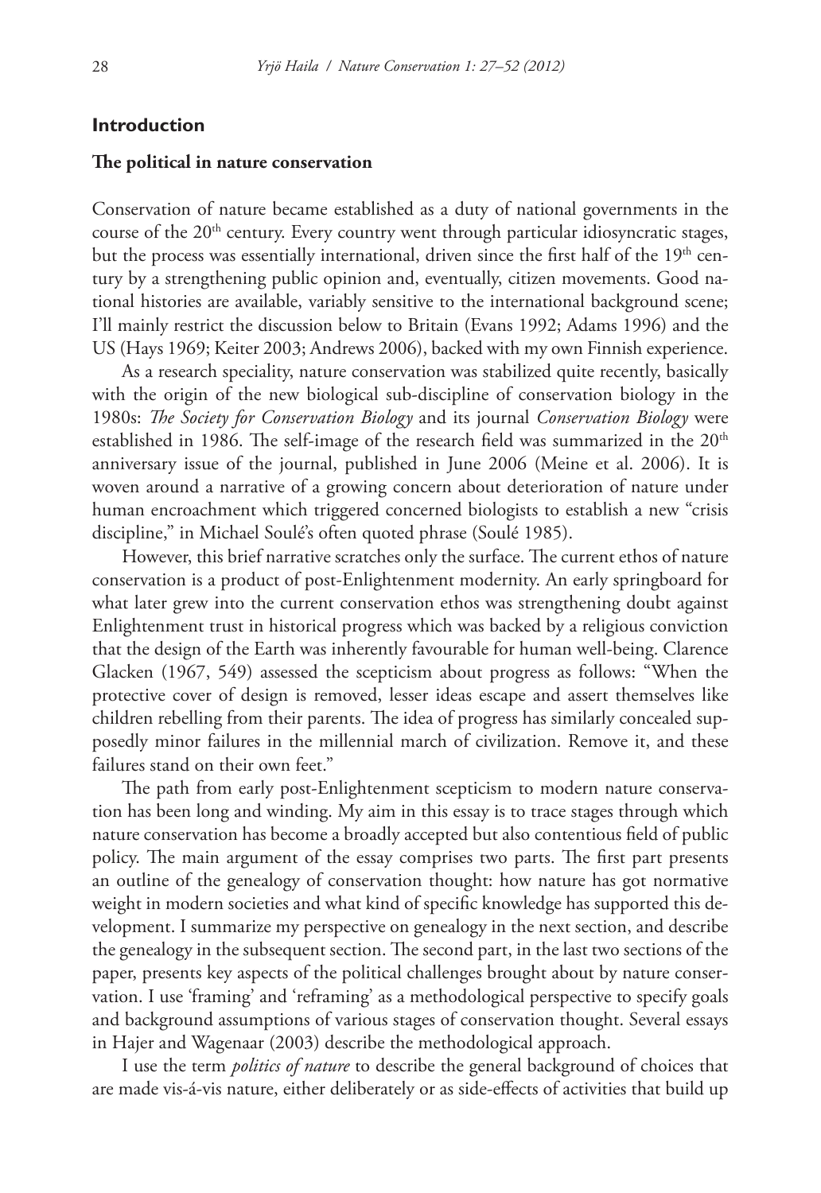## Introduction

### The political in nature conservation

Conservation of nature became established as a duty of national governments in the course of the 20th century. Every country went through particular idiosyncratic stages, but the process was essentially international, driven since the first half of the 19th century by a strengthening public opinion and, eventually, citizen movements. Good national histories are available, variably sensitive to the international background scene; I'll mainly restrict the discussion below to Britain (Evans 1992; Adams 1996) and the US (Hays 1969; Keiter 2003; Andrews 2006), backed with my own Finnish experience.

As a research speciality, nature conservation was stabilized quite recently, basically with the origin of the new biological sub-discipline of conservation biology in the 1980s: *The Society for Conservation Biology* and its journal *Conservation Biology* were established in 1986. The self-image of the research field was summarized in the 20th anniversary issue of the journal, published in June 2006 (Meine et al. 2006). It is woven around a narrative of a growing concern about deterioration of nature under human encroachment which triggered concerned biologists to establish a new "crisis discipline," in Michael Soulé's often quoted phrase (Soulé 1985).

However, this brief narrative scratches only the surface. The current ethos of nature conservation is a product of post-Enlightenment modernity. An early springboard for what later grew into the current conservation ethos was strengthening doubt against Enlightenment trust in historical progress which was backed by a religious conviction that the design of the Earth was inherently favourable for human well-being. Clarence Glacken (1967, 549) assessed the scepticism about progress as follows: "When the protective cover of design is removed, lesser ideas escape and assert themselves like children rebelling from their parents. The idea of progress has similarly concealed supposedly minor failures in the millennial march of civilization. Remove it, and these failures stand on their own feet."

The path from early post-Enlightenment scepticism to modern nature conservation has been long and winding. My aim in this essay is to trace stages through which nature conservation has become a broadly accepted but also contentious field of public policy. The main argument of the essay comprises two parts. The first part presents an outline of the genealogy of conservation thought: how nature has got normative weight in modern societies and what kind of specific knowledge has supported this development. I summarize my perspective on genealogy in the next section, and describe the genealogy in the subsequent section. The second part, in the last two sections of the paper, presents key aspects of the political challenges brought about by nature conservation. I use 'framing' and 'reframing' as a methodological perspective to specify goals and background assumptions of various stages of conservation thought. Several essays in Hajer and Wagenaar (2003) describe the methodological approach.

I use the term *politics of nature* to describe the general background of choices that are made vis-á-vis nature, either deliberately or as side-effects of activities that build up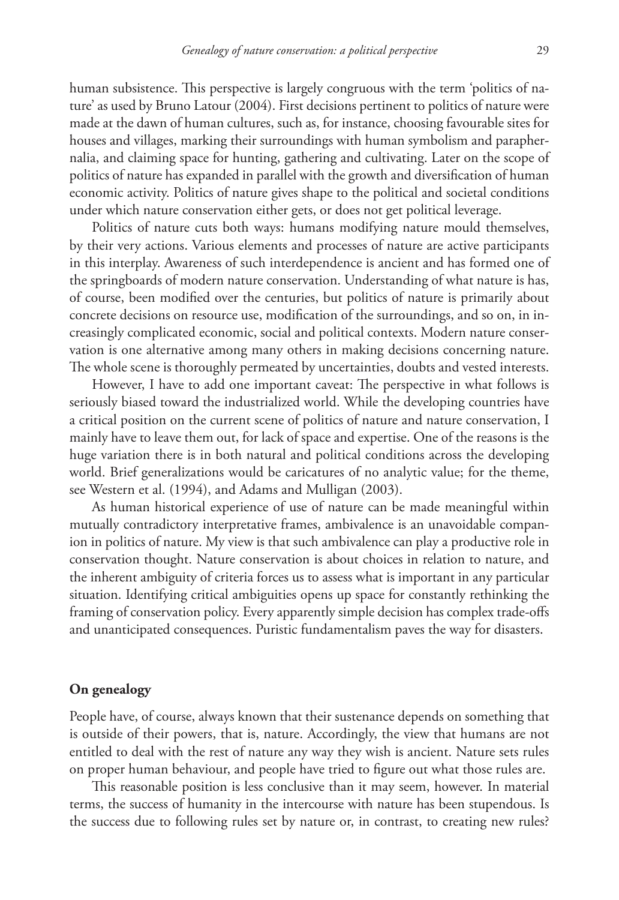human subsistence. This perspective is largely congruous with the term 'politics of nature' as used by Bruno Latour (2004). First decisions pertinent to politics of nature were made at the dawn of human cultures, such as, for instance, choosing favourable sites for houses and villages, marking their surroundings with human symbolism and paraphernalia, and claiming space for hunting, gathering and cultivating. Later on the scope of politics of nature has expanded in parallel with the growth and diversification of human economic activity. Politics of nature gives shape to the political and societal conditions under which nature conservation either gets, or does not get political leverage.

Politics of nature cuts both ways: humans modifying nature mould themselves, by their very actions. Various elements and processes of nature are active participants in this interplay. Awareness of such interdependence is ancient and has formed one of the springboards of modern nature conservation. Understanding of what nature is has, of course, been modified over the centuries, but politics of nature is primarily about concrete decisions on resource use, modification of the surroundings, and so on, in increasingly complicated economic, social and political contexts. Modern nature conservation is one alternative among many others in making decisions concerning nature. The whole scene is thoroughly permeated by uncertainties, doubts and vested interests.

However, I have to add one important caveat: The perspective in what follows is seriously biased toward the industrialized world. While the developing countries have a critical position on the current scene of politics of nature and nature conservation, I mainly have to leave them out, for lack of space and expertise. One of the reasons is the huge variation there is in both natural and political conditions across the developing world. Brief generalizations would be caricatures of no analytic value; for the theme, see Western et al. (1994), and Adams and Mulligan (2003).

As human historical experience of use of nature can be made meaningful within mutually contradictory interpretative frames, ambivalence is an unavoidable companion in politics of nature. My view is that such ambivalence can play a productive role in conservation thought. Nature conservation is about choices in relation to nature, and the inherent ambiguity of criteria forces us to assess what is important in any particular situation. Identifying critical ambiguities opens up space for constantly rethinking the framing of conservation policy. Every apparently simple decision has complex trade-offs and unanticipated consequences. Puristic fundamentalism paves the way for disasters.

## On genealogy

People have, of course, always known that their sustenance depends on something that is outside of their powers, that is, nature. Accordingly, the view that humans are not entitled to deal with the rest of nature any way they wish is ancient. Nature sets rules on proper human behaviour, and people have tried to figure out what those rules are.

This reasonable position is less conclusive than it may seem, however. In material terms, the success of humanity in the intercourse with nature has been stupendous. Is the success due to following rules set by nature or, in contrast, to creating new rules?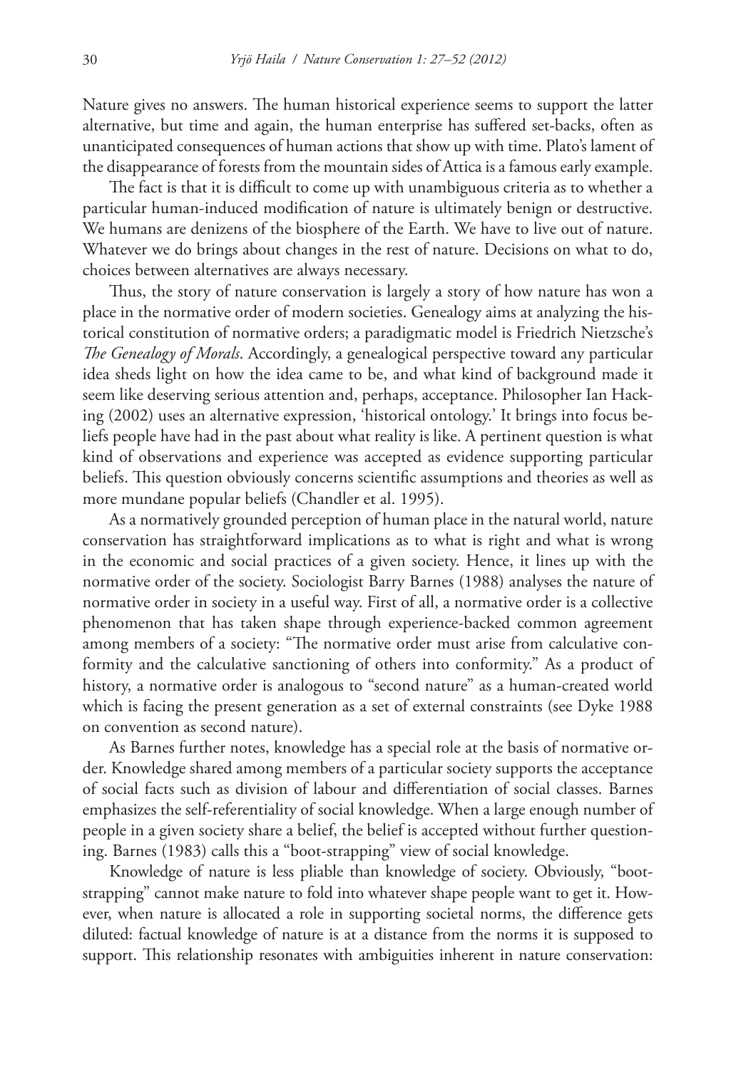Nature gives no answers. The human historical experience seems to support the latter alternative, but time and again, the human enterprise has suffered set-backs, often as unanticipated consequences of human actions that show up with time. Plato's lament of the disappearance of forests from the mountain sides of Attica is a famous early example.

The fact is that it is difficult to come up with unambiguous criteria as to whether a particular human-induced modification of nature is ultimately benign or destructive. We humans are denizens of the biosphere of the Earth. We have to live out of nature. Whatever we do brings about changes in the rest of nature. Decisions on what to do, choices between alternatives are always necessary.

Thus, the story of nature conservation is largely a story of how nature has won a place in the normative order of modern societies. Genealogy aims at analyzing the historical constitution of normative orders; a paradigmatic model is Friedrich Nietzsche's *The Genealogy of Morals*. Accordingly, a genealogical perspective toward any particular idea sheds light on how the idea came to be, and what kind of background made it seem like deserving serious attention and, perhaps, acceptance. Philosopher Ian Hacking (2002) uses an alternative expression, 'historical ontology.' It brings into focus beliefs people have had in the past about what reality is like. A pertinent question is what kind of observations and experience was accepted as evidence supporting particular beliefs. This question obviously concerns scientific assumptions and theories as well as more mundane popular beliefs (Chandler et al. 1995).

As a normatively grounded perception of human place in the natural world, nature conservation has straightforward implications as to what is right and what is wrong in the economic and social practices of a given society. Hence, it lines up with the normative order of the society. Sociologist Barry Barnes (1988) analyses the nature of normative order in society in a useful way. First of all, a normative order is a collective phenomenon that has taken shape through experience-backed common agreement among members of a society: "The normative order must arise from calculative conformity and the calculative sanctioning of others into conformity." As a product of history, a normative order is analogous to "second nature" as a human-created world which is facing the present generation as a set of external constraints (see Dyke 1988 on convention as second nature).

As Barnes further notes, knowledge has a special role at the basis of normative order. Knowledge shared among members of a particular society supports the acceptance of social facts such as division of labour and differentiation of social classes. Barnes emphasizes the self-referentiality of social knowledge. When a large enough number of people in a given society share a belief, the belief is accepted without further questioning. Barnes (1983) calls this a "boot-strapping" view of social knowledge.

Knowledge of nature is less pliable than knowledge of society. Obviously, "boot-strapping" cannot make nature to fold into whatever shape people want to get it. However, when nature is allocated a role in supporting societal norms, the difference gets diluted: factual knowledge of nature is at a distance from the norms it is supposed to support. This relationship resonates with ambiguities inherent in nature conservation: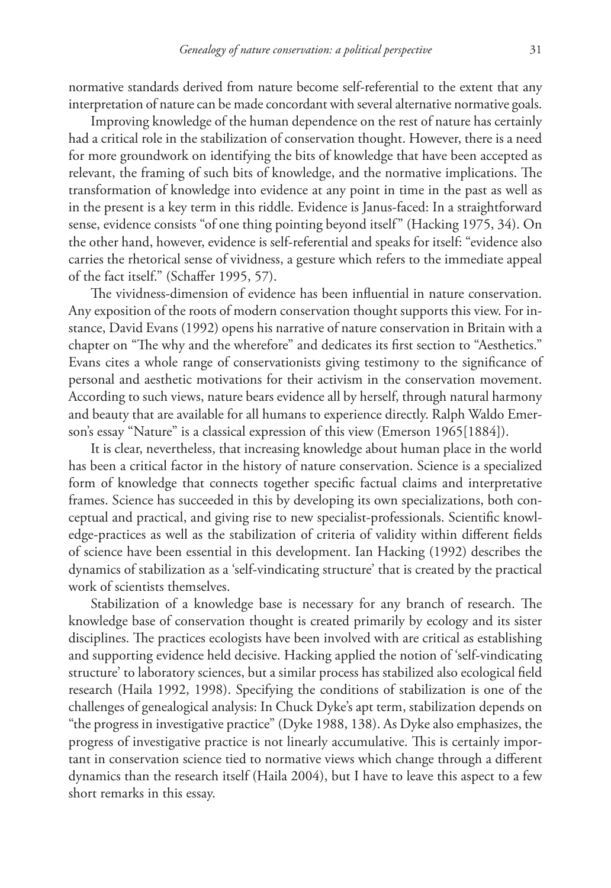normative standards derived from nature become self-referential to the extent that any interpretation of nature can be made concordant with several alternative normative goals.

Improving knowledge of the human dependence on the rest of nature has certainly had a critical role in the stabilization of conservation thought. However, there is a need for more groundwork on identifying the bits of knowledge that have been accepted as relevant, the framing of such bits of knowledge, and the normative implications. The transformation of knowledge into evidence at any point in time in the past as well as in the present is a key term in this riddle. Evidence is Janus-faced: In a straightforward sense, evidence consists "of one thing pointing beyond itself" (Hacking 1975, 34). On the other hand, however, evidence is self-referential and speaks for itself: "evidence also carries the rhetorical sense of vividness, a gesture which refers to the immediate appeal of the fact itself." (Schaffer 1995, 57).

The vividness-dimension of evidence has been influential in nature conservation. Any exposition of the roots of modern conservation thought supports this view. For instance, David Evans (1992) opens his narrative of nature conservation in Britain with a chapter on "The why and the wherefore" and dedicates its first section to "Aesthetics." Evans cites a whole range of conservationists giving testimony to the significance of personal and aesthetic motivations for their activism in the conservation movement. According to such views, nature bears evidence all by herself, through natural harmony and beauty that are available for all humans to experience directly. Ralph Waldo Emerson's essay "Nature" is a classical expression of this view (Emerson 1965[1884]).

It is clear, nevertheless, that increasing knowledge about human place in the world has been a critical factor in the history of nature conservation. Science is a specialized form of knowledge that connects together specific factual claims and interpretative frames. Science has succeeded in this by developing its own specializations, both conceptual and practical, and giving rise to new specialist-professionals. Scientific knowledge-practices as well as the stabilization of criteria of validity within different fields of science have been essential in this development. Ian Hacking (1992) describes the dynamics of stabilization as a 'self-vindicating structure' that is created by the practical work of scientists themselves.

Stabilization of a knowledge base is necessary for any branch of research. The knowledge base of conservation thought is created primarily by ecology and its sister disciplines. The practices ecologists have been involved with are critical as establishing and supporting evidence held decisive. Hacking applied the notion of 'self-vindicating structure' to laboratory sciences, but a similar process has stabilized also ecological field research (Haila 1992, 1998). Specifying the conditions of stabilization is one of the challenges of genealogical analysis: In Chuck Dyke's apt term, stabilization depends on "the progress in investigative practice" (Dyke 1988, 138). As Dyke also emphasizes, the progress of investigative practice is not linearly accumulative. This is certainly important in conservation science tied to normative views which change through a different dynamics than the research itself (Haila 2004), but I have to leave this aspect to a few short remarks in this essay.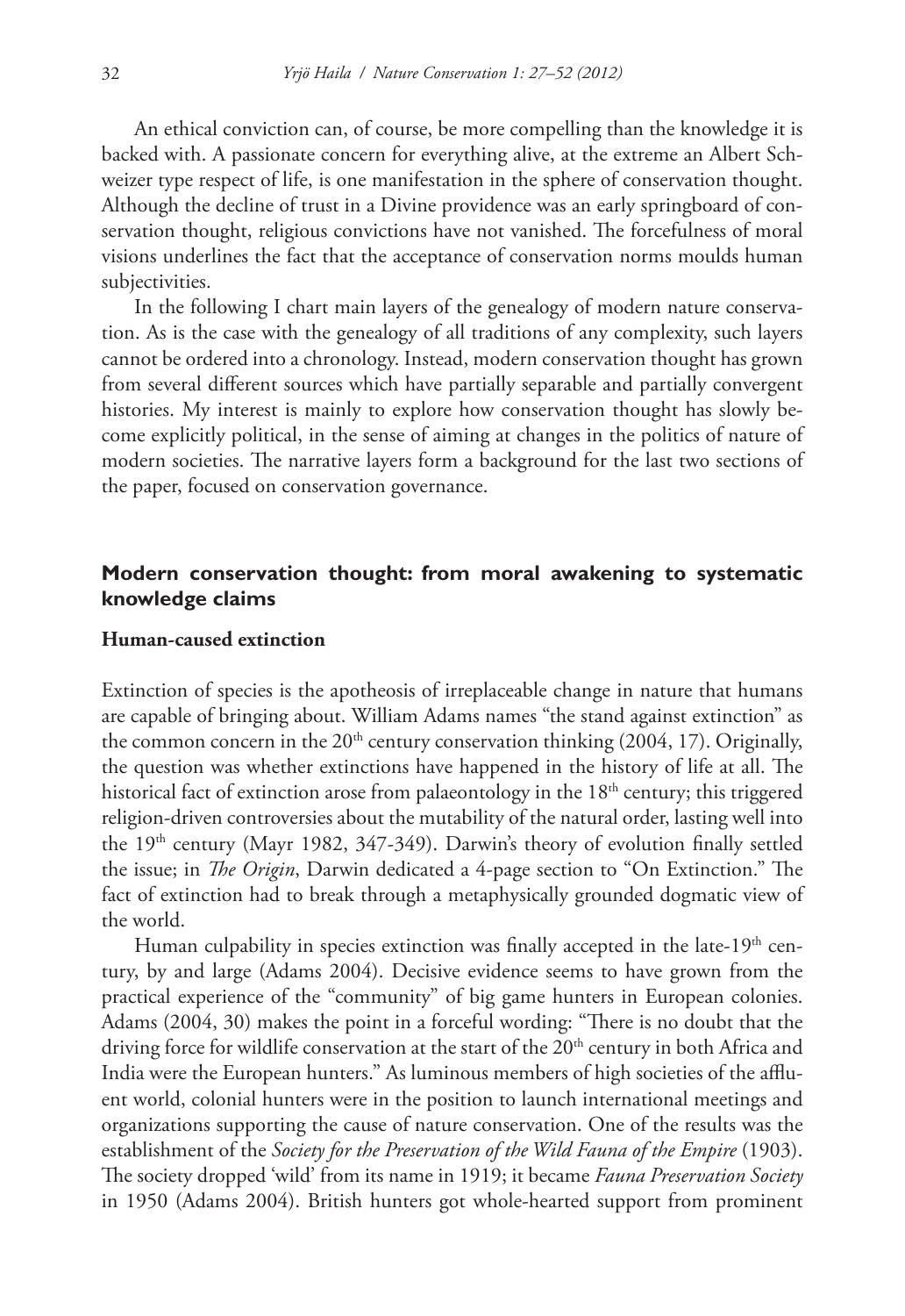An ethical conviction can, of course, be more compelling than the knowledge it is backed with. A passionate concern for everything alive, at the extreme an Albert Schweizer type respect of life, is one manifestation in the sphere of conservation thought. Although the decline of trust in a Divine providence was an early springboard of conservation thought, religious convictions have not vanished. The forcefulness of moral visions underlines the fact that the acceptance of conservation norms moulds human subjectivities.

In the following I chart main layers of the genealogy of modern nature conservation. As is the case with the genealogy of all traditions of any complexity, such layers cannot be ordered into a chronology. Instead, modern conservation thought has grown from several different sources which have partially separable and partially convergent histories. My interest is mainly to explore how conservation thought has slowly become explicitly political, in the sense of aiming at changes in the politics of nature of modern societies. The narrative layers form a background for the last two sections of the paper, focused on conservation governance.

## Modern conservation thought: from moral awakening to systematic knowledge claims

### Human-caused extinction

Extinction of species is the apotheosis of irreplaceable change in nature that humans are capable of bringing about. William Adams names "the stand against extinction" as the common concern in the 20th century conservation thinking (2004, 17). Originally, the question was whether extinctions have happened in the history of life at all. The historical fact of extinction arose from palaeontology in the 18th century; this triggered religion-driven controversies about the mutability of the natural order, lasting well into the 19th century (Mayr 1982, 347-349). Darwin's theory of evolution finally settled the issue; in *The Origin*, Darwin dedicated a 4-page section to "On Extinction." The fact of extinction had to break through a metaphysically grounded dogmatic view of the world.

Human culpability in species extinction was finally accepted in the late-19th century, by and large (Adams 2004). Decisive evidence seems to have grown from the practical experience of the "community" of big game hunters in European colonies. Adams (2004, 30) makes the point in a forceful wording: "There is no doubt that the driving force for wildlife conservation at the start of the 20th century in both Africa and India were the European hunters." As luminous members of high societies of the affluent world, colonial hunters were in the position to launch international meetings and organizations supporting the cause of nature conservation. One of the results was the establishment of the *Society for the Preservation of the Wild Fauna of the Empire* (1903). The society dropped 'wild' from its name in 1919; it became *Fauna Preservation Society* in 1950 (Adams 2004). British hunters got whole-hearted support from prominent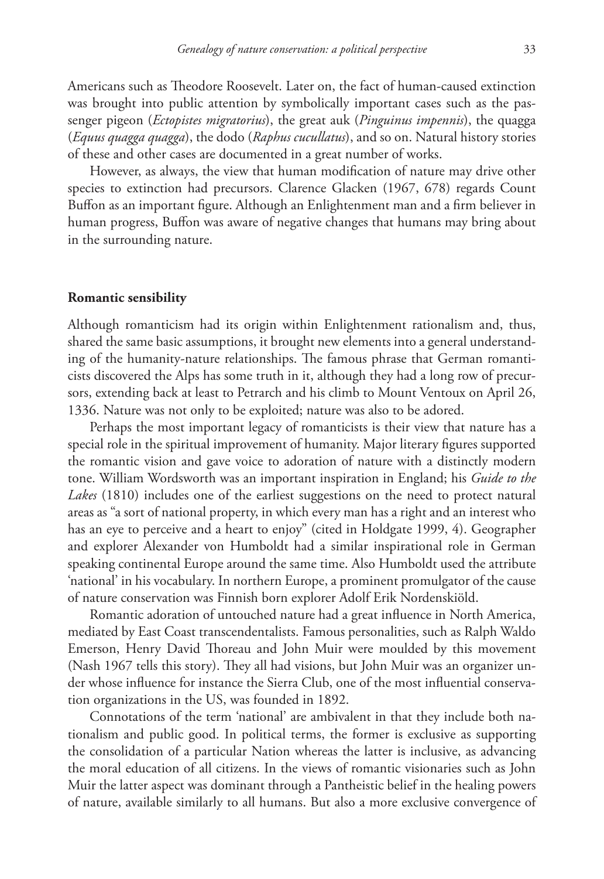Americans such as Theodore Roosevelt. Later on, the fact of human-caused extinction was brought into public attention by symbolically important cases such as the passenger pigeon (*Ectopistes migratorius*), the great auk (*Pinguinus impennis*), the quagga (*Equus quagga quagga*), the dodo (*Raphus cucullatus*), and so on. Natural history stories of these and other cases are documented in a great number of works.

However, as always, the view that human modification of nature may drive other species to extinction had precursors. Clarence Glacken (1967, 678) regards Count Buffon as an important figure. Although an Enlightenment man and a firm believer in human progress, Buffon was aware of negative changes that humans may bring about in the surrounding nature.

### Romantic sensibility

Although romanticism had its origin within Enlightenment rationalism and, thus, shared the same basic assumptions, it brought new elements into a general understanding of the humanity-nature relationships. The famous phrase that German romanticists discovered the Alps has some truth in it, although they had a long row of precursors, extending back at least to Petrarch and his climb to Mount Ventoux on April 26, 1336. Nature was not only to be exploited; nature was also to be adored.

Perhaps the most important legacy of romanticists is their view that nature has a special role in the spiritual improvement of humanity. Major literary figures supported the romantic vision and gave voice to adoration of nature with a distinctly modern tone. William Wordsworth was an important inspiration in England; his *Guide to the Lakes* (1810) includes one of the earliest suggestions on the need to protect natural areas as "a sort of national property, in which every man has a right and an interest who has an eye to perceive and a heart to enjoy" (cited in Holdgate 1999, 4). Geographer and explorer Alexander von Humboldt had a similar inspirational role in German speaking continental Europe around the same time. Also Humboldt used the attribute 'national' in his vocabulary. In northern Europe, a prominent promulgator of the cause of nature conservation was Finnish born explorer Adolf Erik Nordenskiöld.

Romantic adoration of untouched nature had a great influence in North America, mediated by East Coast transcendentalists. Famous personalities, such as Ralph Waldo Emerson, Henry David Thoreau and John Muir were moulded by this movement (Nash 1967 tells this story). They all had visions, but John Muir was an organizer under whose influence for instance the Sierra Club, one of the most influential conservation organizations in the US, was founded in 1892.

Connotations of the term 'national' are ambivalent in that they include both nationalism and public good. In political terms, the former is exclusive as supporting the consolidation of a particular Nation whereas the latter is inclusive, as advancing the moral education of all citizens. In the views of romantic visionaries such as John Muir the latter aspect was dominant through a Pantheistic belief in the healing powers of nature, available similarly to all humans. But also a more exclusive convergence of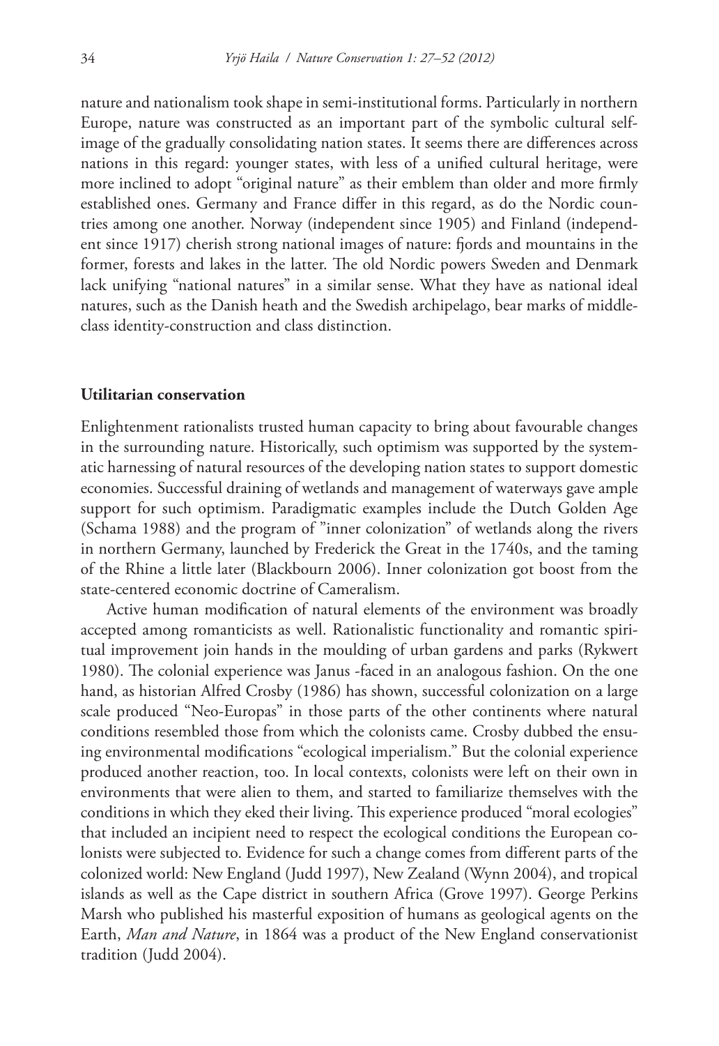nature and nationalism took shape in semi-institutional forms. Particularly in northern Europe, nature was constructed as an important part of the symbolic cultural self-image of the gradually consolidating nation states. It seems there are differences across nations in this regard: younger states, with less of a unified cultural heritage, were more inclined to adopt "original nature" as their emblem than older and more firmly established ones. Germany and France differ in this regard, as do the Nordic countries among one another. Norway (independent since 1905) and Finland (independent since 1917) cherish strong national images of nature: fjords and mountains in the former, forests and lakes in the latter. The old Nordic powers Sweden and Denmark lack unifying "national natures" in a similar sense. What they have as national ideal natures, such as the Danish heath and the Swedish archipelago, bear marks of middle-class identity-construction and class distinction.

**Utilitarian conservation**

Enlightenment rationalists trusted human capacity to bring about favourable changes in the surrounding nature. Historically, such optimism was supported by the systematic harnessing of natural resources of the developing nation states to support domestic economies. Successful draining of wetlands and management of waterways gave ample support for such optimism. Paradigmatic examples include the Dutch Golden Age (Schama 1988) and the program of "inner colonization" of wetlands along the rivers in northern Germany, launched by Frederick the Great in the 1740s, and the taming of the Rhine a little later (Blackbourn 2006). Inner colonization got boost from the state-centered economic doctrine of Cameralism.

Active human modification of natural elements of the environment was broadly accepted among romanticists as well. Rationalistic functionality and romantic spiritual improvement join hands in the moulding of urban gardens and parks (Rykwert 1980). The colonial experience was Janus -faced in an analogous fashion. On the one hand, as historian Alfred Crosby (1986) has shown, successful colonization on a large scale produced "Neo-Europas" in those parts of the other continents where natural conditions resembled those from which the colonists came. Crosby dubbed the ensuing environmental modifications "ecological imperialism." But the colonial experience produced another reaction, too. In local contexts, colonists were left on their own in environments that were alien to them, and started to familiarize themselves with the conditions in which they eked their living. This experience produced "moral ecologies" that included an incipient need to respect the ecological conditions the European colonists were subjected to. Evidence for such a change comes from different parts of the colonized world: New England (Judd 1997), New Zealand (Wynn 2004), and tropical islands as well as the Cape district in southern Africa (Grove 1997). George Perkins Marsh who published his masterful exposition of humans as geological agents on the Earth, *Man and Nature*, in 1864 was a product of the New England conservationist tradition (Judd 2004).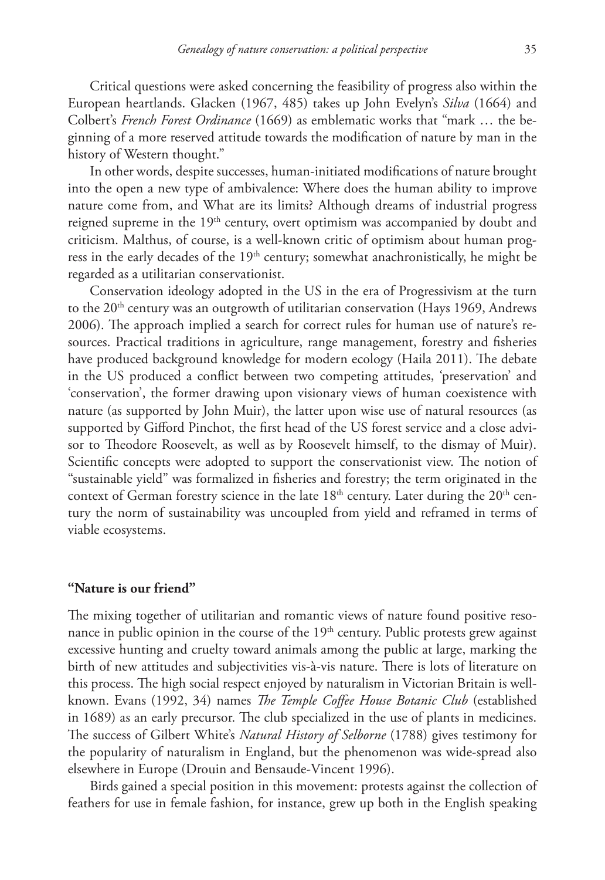Critical questions were asked concerning the feasibility of progress also within the European heartlands. Glacken (1967, 485) takes up John Evelyn's *Silva* (1664) and Colbert's *French Forest Ordinance* (1669) as emblematic works that "mark … the beginning of a more reserved attitude towards the modification of nature by man in the history of Western thought."

In other words, despite successes, human-initiated modifications of nature brought into the open a new type of ambivalence: Where does the human ability to improve nature come from, and What are its limits? Although dreams of industrial progress reigned supreme in the 19th century, overt optimism was accompanied by doubt and criticism. Malthus, of course, is a well-known critic of optimism about human progress in the early decades of the 19th century; somewhat anachronistically, he might be regarded as a utilitarian conservationist.

Conservation ideology adopted in the US in the era of Progressivism at the turn to the 20th century was an outgrowth of utilitarian conservation (Hays 1969, Andrews 2006). The approach implied a search for correct rules for human use of nature's resources. Practical traditions in agriculture, range management, forestry and fisheries have produced background knowledge for modern ecology (Haila 2011). The debate in the US produced a conflict between two competing attitudes, 'preservation' and 'conservation', the former drawing upon visionary views of human coexistence with nature (as supported by John Muir), the latter upon wise use of natural resources (as supported by Gifford Pinchot, the first head of the US forest service and a close advisor to Theodore Roosevelt, as well as by Roosevelt himself, to the dismay of Muir). Scientific concepts were adopted to support the conservationist view. The notion of "sustainable yield" was formalized in fisheries and forestry; the term originated in the context of German forestry science in the late 18th century. Later during the 20th century the norm of sustainability was uncoupled from yield and reframed in terms of viable ecosystems.

## "Nature is our friend"

The mixing together of utilitarian and romantic views of nature found positive resonance in public opinion in the course of the 19th century. Public protests grew against excessive hunting and cruelty toward animals among the public at large, marking the birth of new attitudes and subjectivities vis-à-vis nature. There is lots of literature on this process. The high social respect enjoyed by naturalism in Victorian Britain is well-known. Evans (1992, 34) names *The Temple Coffee House Botanic Club* (established in 1689) as an early precursor. The club specialized in the use of plants in medicines. The success of Gilbert White's *Natural History of Selborne* (1788) gives testimony for the popularity of naturalism in England, but the phenomenon was wide-spread also elsewhere in Europe (Drouin and Bensaude-Vincent 1996).

Birds gained a special position in this movement: protests against the collection of feathers for use in female fashion, for instance, grew up both in the English speaking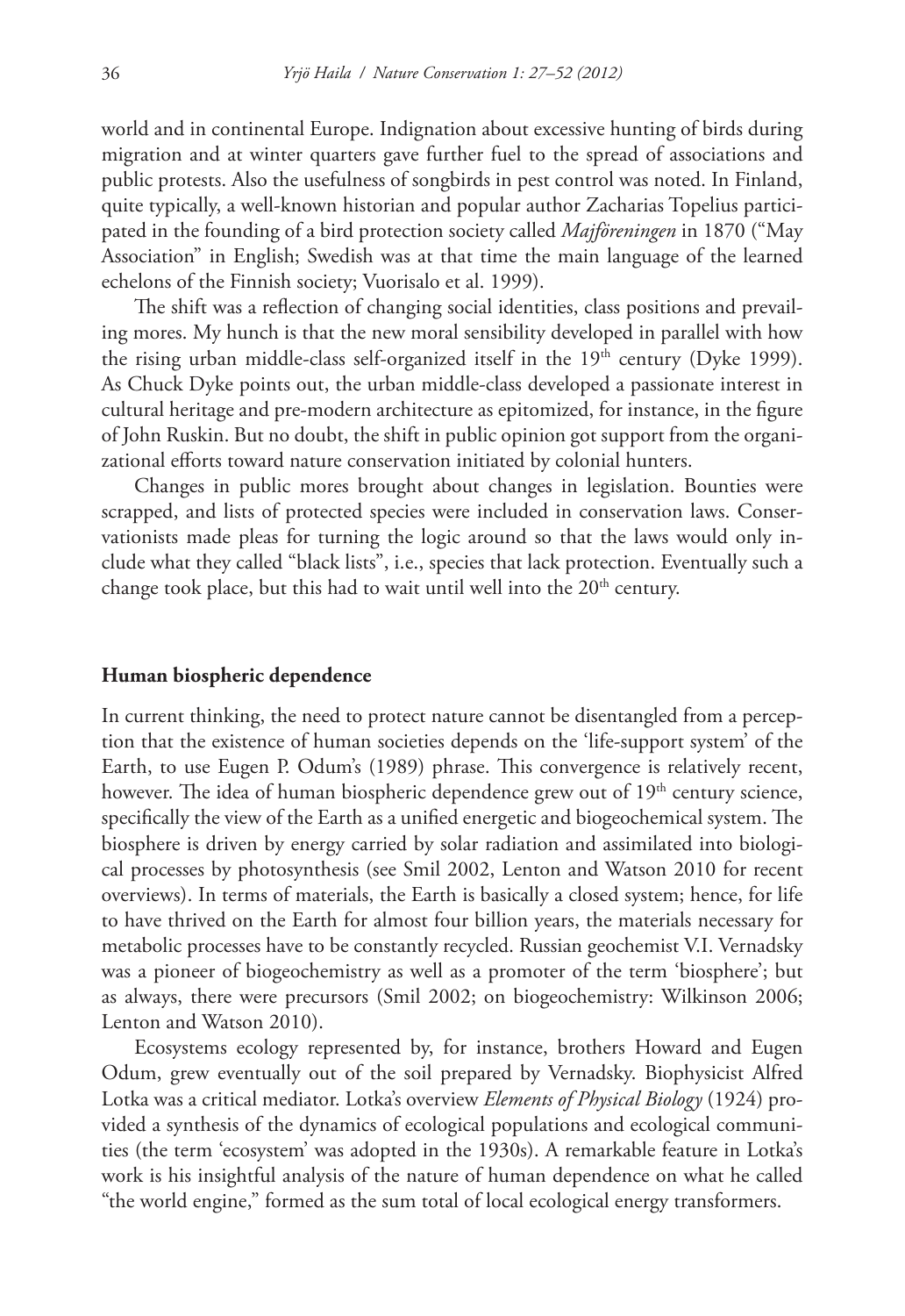world and in continental Europe. Indignation about excessive hunting of birds during migration and at winter quarters gave further fuel to the spread of associations and public protests. Also the usefulness of songbirds in pest control was noted. In Finland, quite typically, a well-known historian and popular author Zacharias Topelius participated in the founding of a bird protection society called *Majföreningen* in 1870 ("May Association" in English; Swedish was at that time the main language of the learned echelons of the Finnish society; Vuorisalo et al. 1999).

The shift was a reflection of changing social identities, class positions and prevailing mores. My hunch is that the new moral sensibility developed in parallel with how the rising urban middle-class self-organized itself in the 19th century (Dyke 1999). As Chuck Dyke points out, the urban middle-class developed a passionate interest in cultural heritage and pre-modern architecture as epitomized, for instance, in the figure of John Ruskin. But no doubt, the shift in public opinion got support from the organizational efforts toward nature conservation initiated by colonial hunters.

Changes in public mores brought about changes in legislation. Bounties were scrapped, and lists of protected species were included in conservation laws. Conservationists made pleas for turning the logic around so that the laws would only include what they called "black lists", i.e., species that lack protection. Eventually such a change took place, but this had to wait until well into the 20th century.

## Human biospheric dependence

In current thinking, the need to protect nature cannot be disentangled from a perception that the existence of human societies depends on the 'life-support system' of the Earth, to use Eugen P. Odum's (1989) phrase. This convergence is relatively recent, however. The idea of human biospheric dependence grew out of 19th century science, specifically the view of the Earth as a unified energetic and biogeochemical system. The biosphere is driven by energy carried by solar radiation and assimilated into biological processes by photosynthesis (see Smil 2002, Lenton and Watson 2010 for recent overviews). In terms of materials, the Earth is basically a closed system; hence, for life to have thrived on the Earth for almost four billion years, the materials necessary for metabolic processes have to be constantly recycled. Russian geochemist V.I. Vernadsky was a pioneer of biogeochemistry as well as a promoter of the term 'biosphere'; but as always, there were precursors (Smil 2002; on biogeochemistry: Wilkinson 2006; Lenton and Watson 2010).

Ecosystems ecology represented by, for instance, brothers Howard and Eugen Odum, grew eventually out of the soil prepared by Vernadsky. Biophysicist Alfred Lotka was a critical mediator. Lotka's overview *Elements of Physical Biology* (1924) provided a synthesis of the dynamics of ecological populations and ecological communities (the term 'ecosystem' was adopted in the 1930s). A remarkable feature in Lotka's work is his insightful analysis of the nature of human dependence on what he called "the world engine," formed as the sum total of local ecological energy transformers.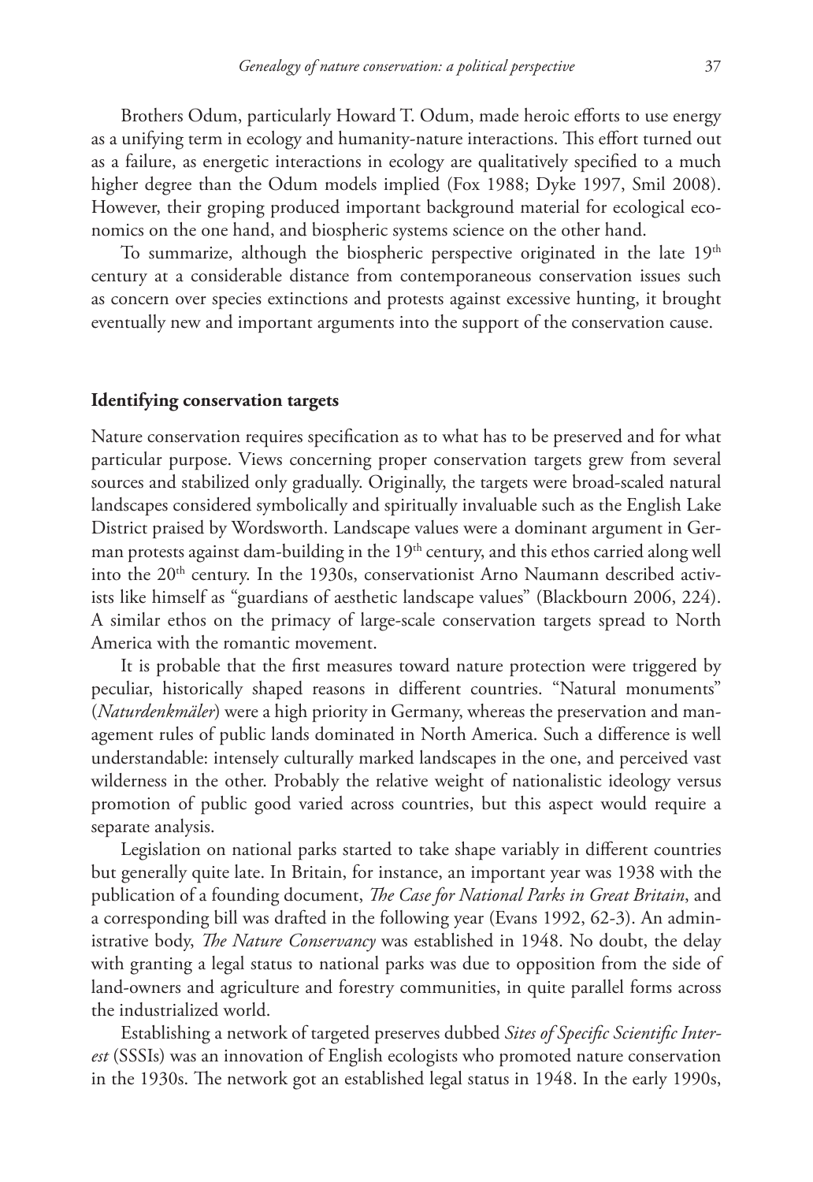Brothers Odum, particularly Howard T. Odum, made heroic efforts to use energy as a unifying term in ecology and humanity-nature interactions. This effort turned out as a failure, as energetic interactions in ecology are qualitatively specified to a much higher degree than the Odum models implied (Fox 1988; Dyke 1997, Smil 2008). However, their groping produced important background material for ecological economics on the one hand, and biospheric systems science on the other hand.

To summarize, although the biospheric perspective originated in the late 19th century at a considerable distance from contemporaneous conservation issues such as concern over species extinctions and protests against excessive hunting, it brought eventually new and important arguments into the support of the conservation cause.

## Identifying conservation targets

Nature conservation requires specification as to what has to be preserved and for what particular purpose. Views concerning proper conservation targets grew from several sources and stabilized only gradually. Originally, the targets were broad-scaled natural landscapes considered symbolically and spiritually invaluable such as the English Lake District praised by Wordsworth. Landscape values were a dominant argument in German protests against dam-building in the 19th century, and this ethos carried along well into the 20th century. In the 1930s, conservationist Arno Naumann described activists like himself as "guardians of aesthetic landscape values" (Blackbourn 2006, 224). A similar ethos on the primacy of large-scale conservation targets spread to North America with the romantic movement.

It is probable that the first measures toward nature protection were triggered by peculiar, historically shaped reasons in different countries. "Natural monuments" (*Naturdenkmäler*) were a high priority in Germany, whereas the preservation and management rules of public lands dominated in North America. Such a difference is well understandable: intensely culturally marked landscapes in the one, and perceived vast wilderness in the other. Probably the relative weight of nationalistic ideology versus promotion of public good varied across countries, but this aspect would require a separate analysis.

Legislation on national parks started to take shape variably in different countries but generally quite late. In Britain, for instance, an important year was 1938 with the publication of a founding document, *The Case for National Parks in Great Britain*, and a corresponding bill was drafted in the following year (Evans 1992, 62-3). An administrative body, *The Nature Conservancy* was established in 1948. No doubt, the delay with granting a legal status to national parks was due to opposition from the side of land-owners and agriculture and forestry communities, in quite parallel forms across the industrialized world.

Establishing a network of targeted preserves dubbed *Sites of Specific Scientific Interest* (SSSIs) was an innovation of English ecologists who promoted nature conservation in the 1930s. The network got an established legal status in 1948. In the early 1990s,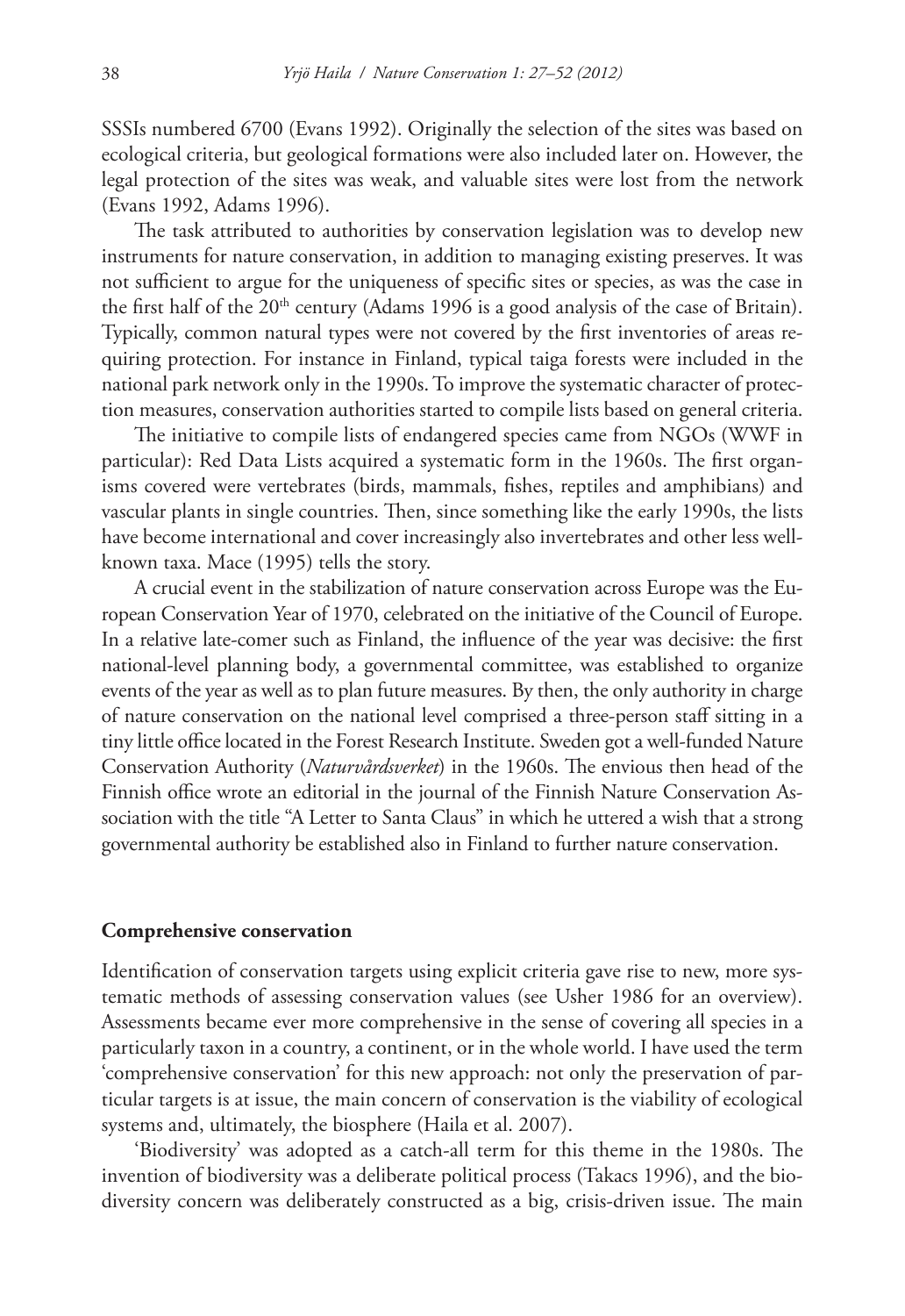SSSIs numbered 6700 (Evans 1992). Originally the selection of the sites was based on ecological criteria, but geological formations were also included later on. However, the legal protection of the sites was weak, and valuable sites were lost from the network (Evans 1992, Adams 1996).

The task attributed to authorities by conservation legislation was to develop new instruments for nature conservation, in addition to managing existing preserves. It was not sufficient to argue for the uniqueness of specific sites or species, as was the case in the first half of the 20th century (Adams 1996 is a good analysis of the case of Britain). Typically, common natural types were not covered by the first inventories of areas requiring protection. For instance in Finland, typical taiga forests were included in the national park network only in the 1990s. To improve the systematic character of protection measures, conservation authorities started to compile lists based on general criteria.

The initiative to compile lists of endangered species came from NGOs (WWF in particular): Red Data Lists acquired a systematic form in the 1960s. The first organisms covered were vertebrates (birds, mammals, fishes, reptiles and amphibians) and vascular plants in single countries. Then, since something like the early 1990s, the lists have become international and cover increasingly also invertebrates and other less well-known taxa. Mace (1995) tells the story.

A crucial event in the stabilization of nature conservation across Europe was the European Conservation Year of 1970, celebrated on the initiative of the Council of Europe. In a relative late-comer such as Finland, the influence of the year was decisive: the first national-level planning body, a governmental committee, was established to organize events of the year as well as to plan future measures. By then, the only authority in charge of nature conservation on the national level comprised a three-person staff sitting in a tiny little office located in the Forest Research Institute. Sweden got a well-funded Nature Conservation Authority (*Naturvårdsverket*) in the 1960s. The envious then head of the Finnish office wrote an editorial in the journal of the Finnish Nature Conservation Association with the title "A Letter to Santa Claus" in which he uttered a wish that a strong governmental authority be established also in Finland to further nature conservation.

## Comprehensive conservation

Identification of conservation targets using explicit criteria gave rise to new, more systematic methods of assessing conservation values (see Usher 1986 for an overview). Assessments became ever more comprehensive in the sense of covering all species in a particularly taxon in a country, a continent, or in the whole world. I have used the term 'comprehensive conservation' for this new approach: not only the preservation of particular targets is at issue, the main concern of conservation is the viability of ecological systems and, ultimately, the biosphere (Haila et al. 2007).

'Biodiversity' was adopted as a catch-all term for this theme in the 1980s. The invention of biodiversity was a deliberate political process (Takacs 1996), and the biodiversity concern was deliberately constructed as a big, crisis-driven issue. The main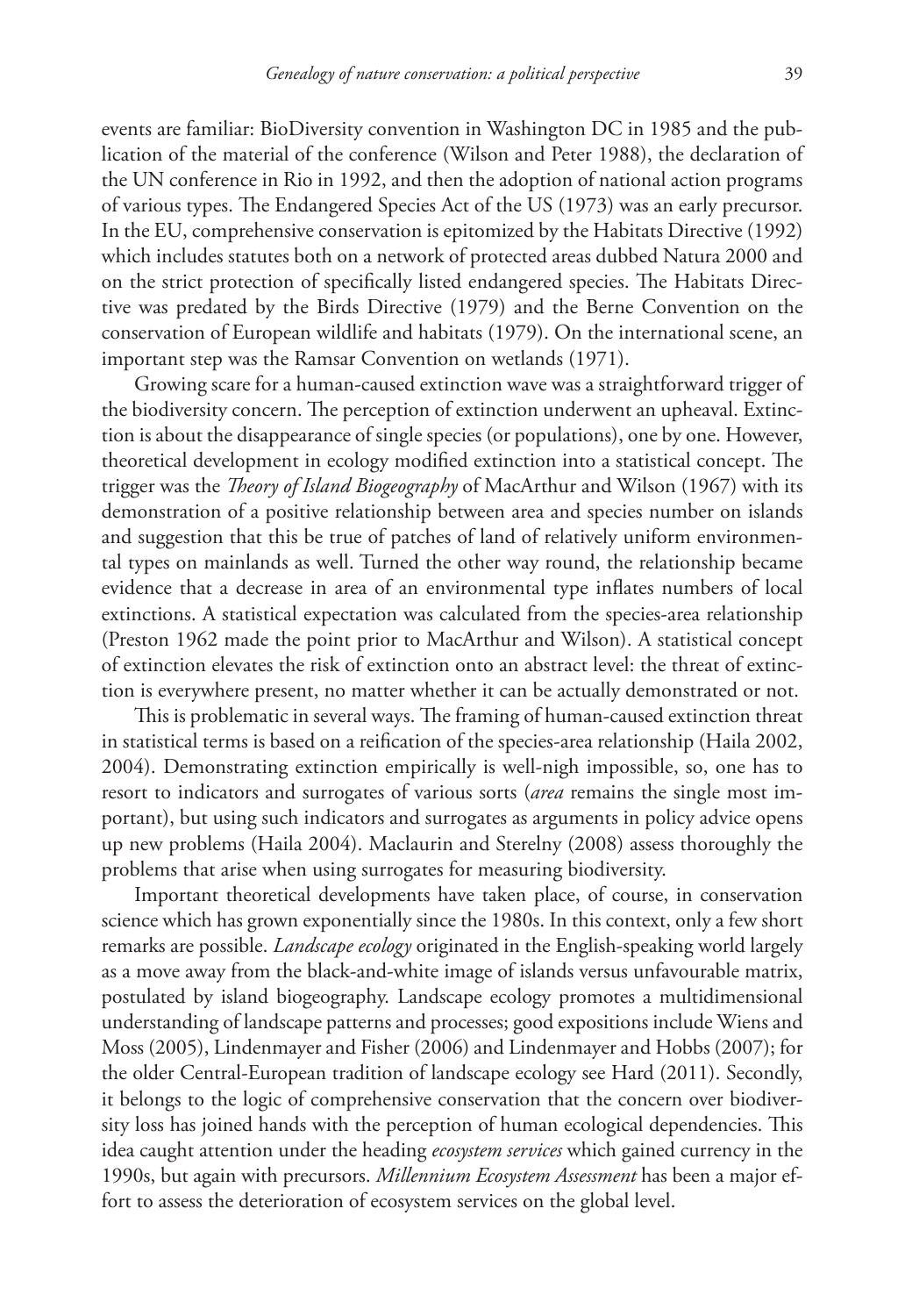events are familiar: BioDiversity convention in Washington DC in 1985 and the publication of the material of the conference (Wilson and Peter 1988), the declaration of the UN conference in Rio in 1992, and then the adoption of national action programs of various types. The Endangered Species Act of the US (1973) was an early precursor. In the EU, comprehensive conservation is epitomized by the Habitats Directive (1992) which includes statutes both on a network of protected areas dubbed Natura 2000 and on the strict protection of specifically listed endangered species. The Habitats Directive was predated by the Birds Directive (1979) and the Berne Convention on the conservation of European wildlife and habitats (1979). On the international scene, an important step was the Ramsar Convention on wetlands (1971).

Growing scare for a human-caused extinction wave was a straightforward trigger of the biodiversity concern. The perception of extinction underwent an upheaval. Extinction is about the disappearance of single species (or populations), one by one. However, theoretical development in ecology modified extinction into a statistical concept. The trigger was the *Theory of Island Biogeography* of MacArthur and Wilson (1967) with its demonstration of a positive relationship between area and species number on islands and suggestion that this be true of patches of land of relatively uniform environmental types on mainlands as well. Turned the other way round, the relationship became evidence that a decrease in area of an environmental type inflates numbers of local extinctions. A statistical expectation was calculated from the species-area relationship (Preston 1962 made the point prior to MacArthur and Wilson). A statistical concept of extinction elevates the risk of extinction onto an abstract level: the threat of extinction is everywhere present, no matter whether it can be actually demonstrated or not.

This is problematic in several ways. The framing of human-caused extinction threat in statistical terms is based on a reification of the species-area relationship (Haila 2002, 2004). Demonstrating extinction empirically is well-nigh impossible, so, one has to resort to indicators and surrogates of various sorts (*area* remains the single most important), but using such indicators and surrogates as arguments in policy advice opens up new problems (Haila 2004). Maclaurin and Sterelny (2008) assess thoroughly the problems that arise when using surrogates for measuring biodiversity.

Important theoretical developments have taken place, of course, in conservation science which has grown exponentially since the 1980s. In this context, only a few short remarks are possible. *Landscape ecology* originated in the English-speaking world largely as a move away from the black-and-white image of islands versus unfavourable matrix, postulated by island biogeography. Landscape ecology promotes a multidimensional understanding of landscape patterns and processes; good expositions include Wiens and Moss (2005), Lindenmayer and Fisher (2006) and Lindenmayer and Hobbs (2007); for the older Central-European tradition of landscape ecology see Hard (2011). Secondly, it belongs to the logic of comprehensive conservation that the concern over biodiversity loss has joined hands with the perception of human ecological dependencies. This idea caught attention under the heading *ecosystem services* which gained currency in the 1990s, but again with precursors. *Millennium Ecosystem Assessment* has been a major effort to assess the deterioration of ecosystem services on the global level.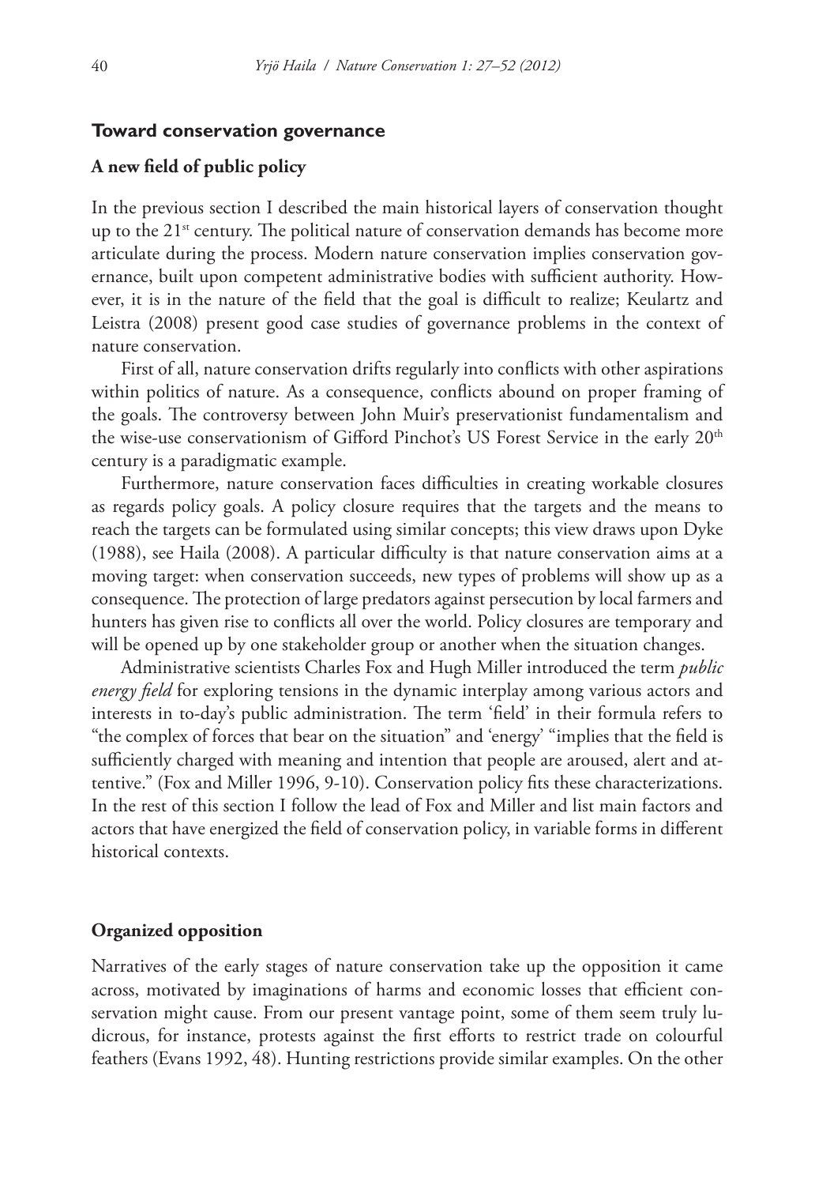## Toward conservation governance

### A new field of public policy

In the previous section I described the main historical layers of conservation thought up to the 21st century. The political nature of conservation demands has become more articulate during the process. Modern nature conservation implies conservation governance, built upon competent administrative bodies with sufficient authority. However, it is in the nature of the field that the goal is difficult to realize; Keulartz and Leistra (2008) present good case studies of governance problems in the context of nature conservation.

First of all, nature conservation drifts regularly into conflicts with other aspirations within politics of nature. As a consequence, conflicts abound on proper framing of the goals. The controversy between John Muir's preservationist fundamentalism and the wise-use conservationism of Gifford Pinchot's US Forest Service in the early 20th century is a paradigmatic example.

Furthermore, nature conservation faces difficulties in creating workable closures as regards policy goals. A policy closure requires that the targets and the means to reach the targets can be formulated using similar concepts; this view draws upon Dyke (1988), see Haila (2008). A particular difficulty is that nature conservation aims at a moving target: when conservation succeeds, new types of problems will show up as a consequence. The protection of large predators against persecution by local farmers and hunters has given rise to conflicts all over the world. Policy closures are temporary and will be opened up by one stakeholder group or another when the situation changes.

Administrative scientists Charles Fox and Hugh Miller introduced the term *public energy field* for exploring tensions in the dynamic interplay among various actors and interests in to-day's public administration. The term 'field' in their formula refers to "the complex of forces that bear on the situation" and 'energy' "implies that the field is sufficiently charged with meaning and intention that people are aroused, alert and attentive." (Fox and Miller 1996, 9-10). Conservation policy fits these characterizations. In the rest of this section I follow the lead of Fox and Miller and list main factors and actors that have energized the field of conservation policy, in variable forms in different historical contexts.

### Organized opposition

Narratives of the early stages of nature conservation take up the opposition it came across, motivated by imaginations of harms and economic losses that efficient conservation might cause. From our present vantage point, some of them seem truly ludicrous, for instance, protests against the first efforts to restrict trade on colourful feathers (Evans 1992, 48). Hunting restrictions provide similar examples. On the other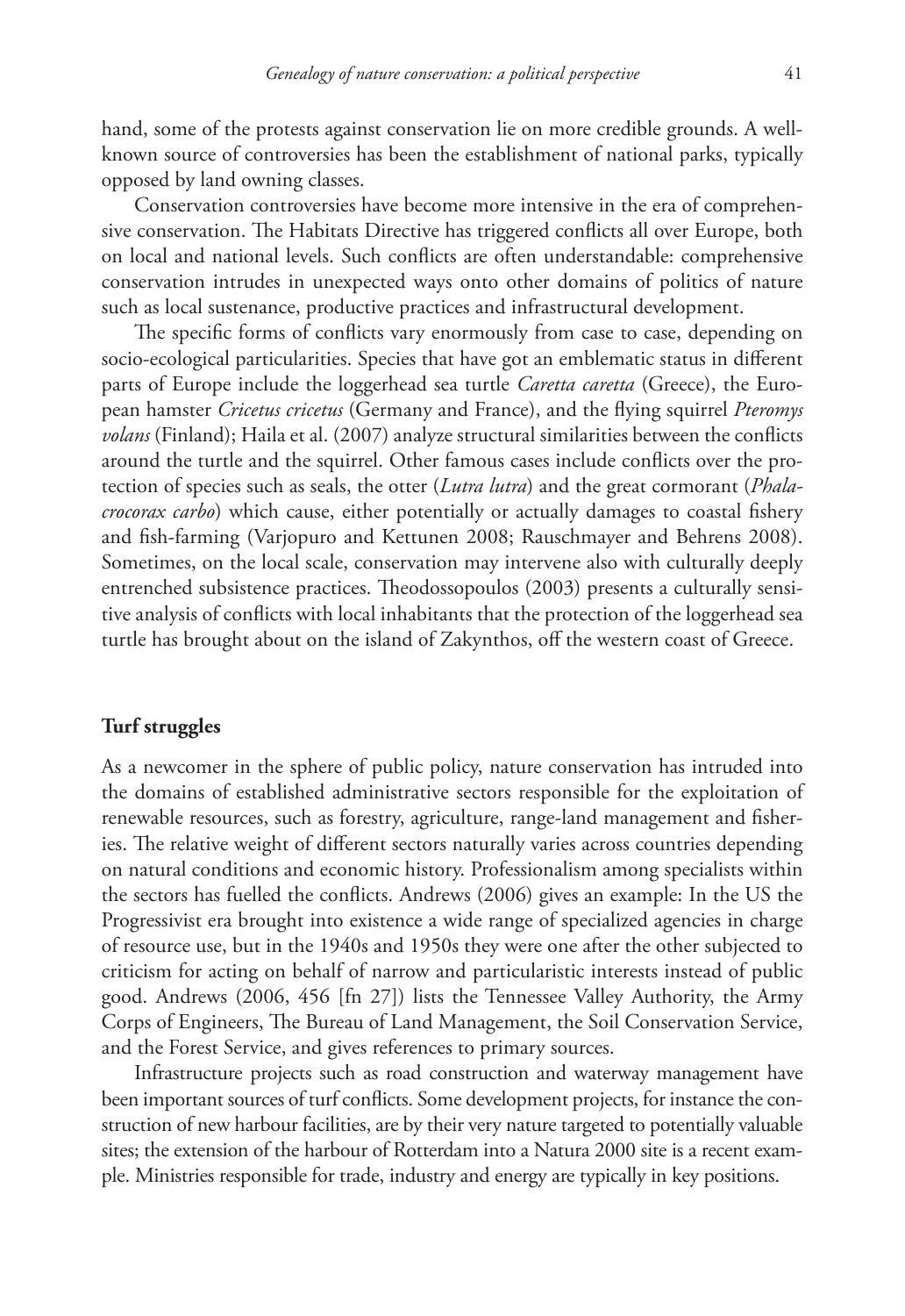hand, some of the protests against conservation lie on more credible grounds. A well-known source of controversies has been the establishment of national parks, typically opposed by land owning classes.

Conservation controversies have become more intensive in the era of comprehensive conservation. The Habitats Directive has triggered conflicts all over Europe, both on local and national levels. Such conflicts are often understandable: comprehensive conservation intrudes in unexpected ways onto other domains of politics of nature such as local sustenance, productive practices and infrastructural development.

The specific forms of conflicts vary enormously from case to case, depending on socio-ecological particularities. Species that have got an emblematic status in different parts of Europe include the loggerhead sea turtle *Caretta caretta* (Greece), the European hamster *Cricetus cricetus* (Germany and France), and the flying squirrel *Pteromys volans* (Finland); Haila et al. (2007) analyze structural similarities between the conflicts around the turtle and the squirrel. Other famous cases include conflicts over the protection of species such as seals, the otter (*Lutra lutra*) and the great cormorant (*Phalacrocorax carbo*) which cause, either potentially or actually damages to coastal fishery and fish-farming (Varjopuro and Kettunen 2008; Rauschmayer and Behrens 2008). Sometimes, on the local scale, conservation may intervene also with culturally deeply entrenched subsistence practices. Theodossopoulos (2003) presents a culturally sensitive analysis of conflicts with local inhabitants that the protection of the loggerhead sea turtle has brought about on the island of Zakynthos, off the western coast of Greece.

## Turf struggles

As a newcomer in the sphere of public policy, nature conservation has intruded into the domains of established administrative sectors responsible for the exploitation of renewable resources, such as forestry, agriculture, range-land management and fisheries. The relative weight of different sectors naturally varies across countries depending on natural conditions and economic history. Professionalism among specialists within the sectors has fuelled the conflicts. Andrews (2006) gives an example: In the US the Progressivist era brought into existence a wide range of specialized agencies in charge of resource use, but in the 1940s and 1950s they were one after the other subjected to criticism for acting on behalf of narrow and particularistic interests instead of public good. Andrews (2006, 456 [fn 27]) lists the Tennessee Valley Authority, the Army Corps of Engineers, The Bureau of Land Management, the Soil Conservation Service, and the Forest Service, and gives references to primary sources.

Infrastructure projects such as road construction and waterway management have been important sources of turf conflicts. Some development projects, for instance the construction of new harbour facilities, are by their very nature targeted to potentially valuable sites; the extension of the harbour of Rotterdam into a Natura 2000 site is a recent example. Ministries responsible for trade, industry and energy are typically in key positions.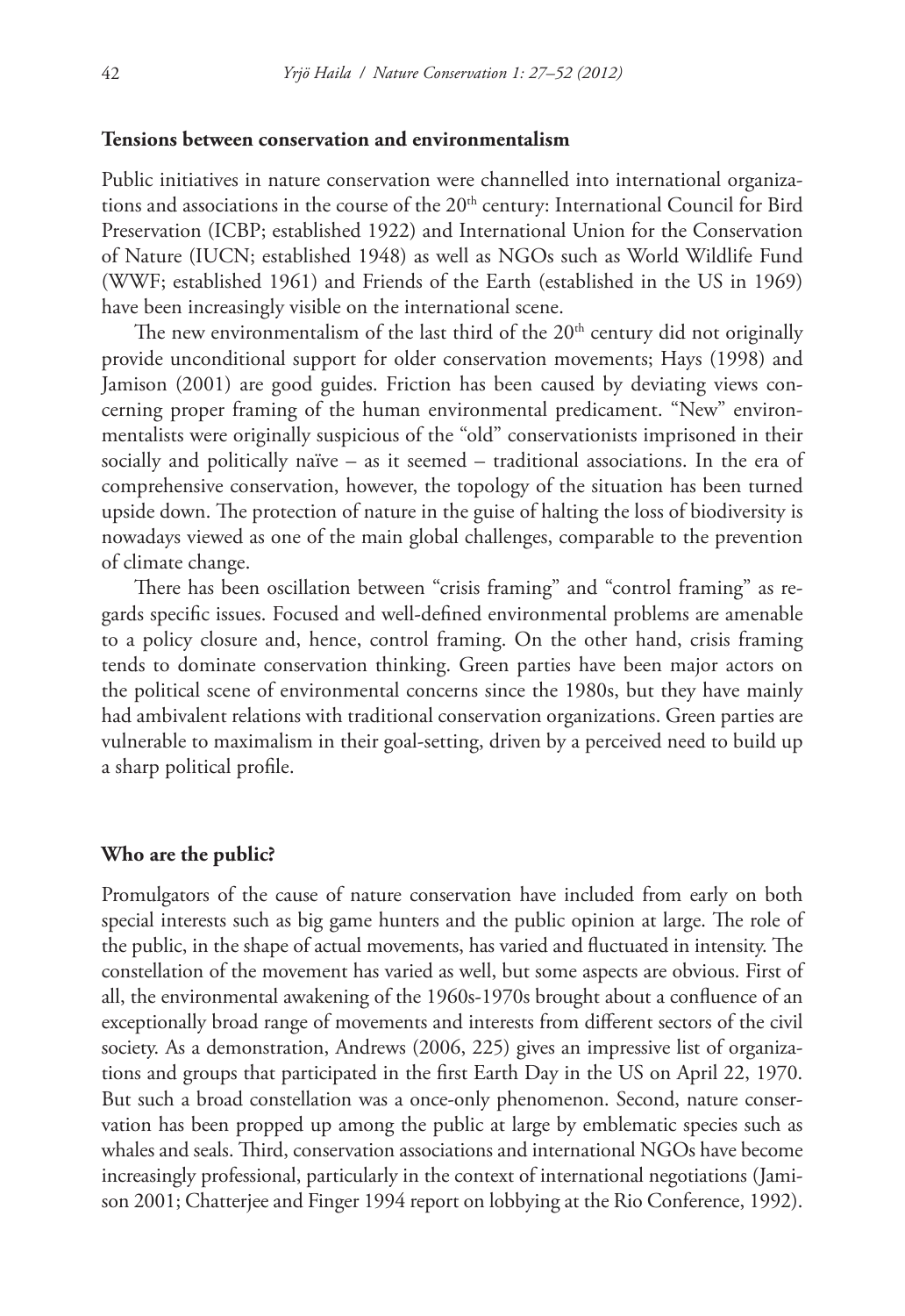### Tensions between conservation and environmentalism

Public initiatives in nature conservation were channelled into international organizations and associations in the course of the 20th century: International Council for Bird Preservation (ICBP; established 1922) and International Union for the Conservation of Nature (IUCN; established 1948) as well as NGOs such as World Wildlife Fund (WWF; established 1961) and Friends of the Earth (established in the US in 1969) have been increasingly visible on the international scene.

The new environmentalism of the last third of the 20th century did not originally provide unconditional support for older conservation movements; Hays (1998) and Jamison (2001) are good guides. Friction has been caused by deviating views concerning proper framing of the human environmental predicament. "New" environmentalists were originally suspicious of the "old" conservationists imprisoned in their socially and politically naïve – as it seemed – traditional associations. In the era of comprehensive conservation, however, the topology of the situation has been turned upside down. The protection of nature in the guise of halting the loss of biodiversity is nowadays viewed as one of the main global challenges, comparable to the prevention of climate change.

There has been oscillation between "crisis framing" and "control framing" as regards specific issues. Focused and well-defined environmental problems are amenable to a policy closure and, hence, control framing. On the other hand, crisis framing tends to dominate conservation thinking. Green parties have been major actors on the political scene of environmental concerns since the 1980s, but they have mainly had ambivalent relations with traditional conservation organizations. Green parties are vulnerable to maximalism in their goal-setting, driven by a perceived need to build up a sharp political profile.

### Who are the public?

Promulgators of the cause of nature conservation have included from early on both special interests such as big game hunters and the public opinion at large. The role of the public, in the shape of actual movements, has varied and fluctuated in intensity. The constellation of the movement has varied as well, but some aspects are obvious. First of all, the environmental awakening of the 1960s-1970s brought about a confluence of an exceptionally broad range of movements and interests from different sectors of the civil society. As a demonstration, Andrews (2006, 225) gives an impressive list of organizations and groups that participated in the first Earth Day in the US on April 22, 1970. But such a broad constellation was a once-only phenomenon. Second, nature conservation has been propped up among the public at large by emblematic species such as whales and seals. Third, conservation associations and international NGOs have become increasingly professional, particularly in the context of international negotiations (Jamison 2001; Chatterjee and Finger 1994 report on lobbying at the Rio Conference, 1992).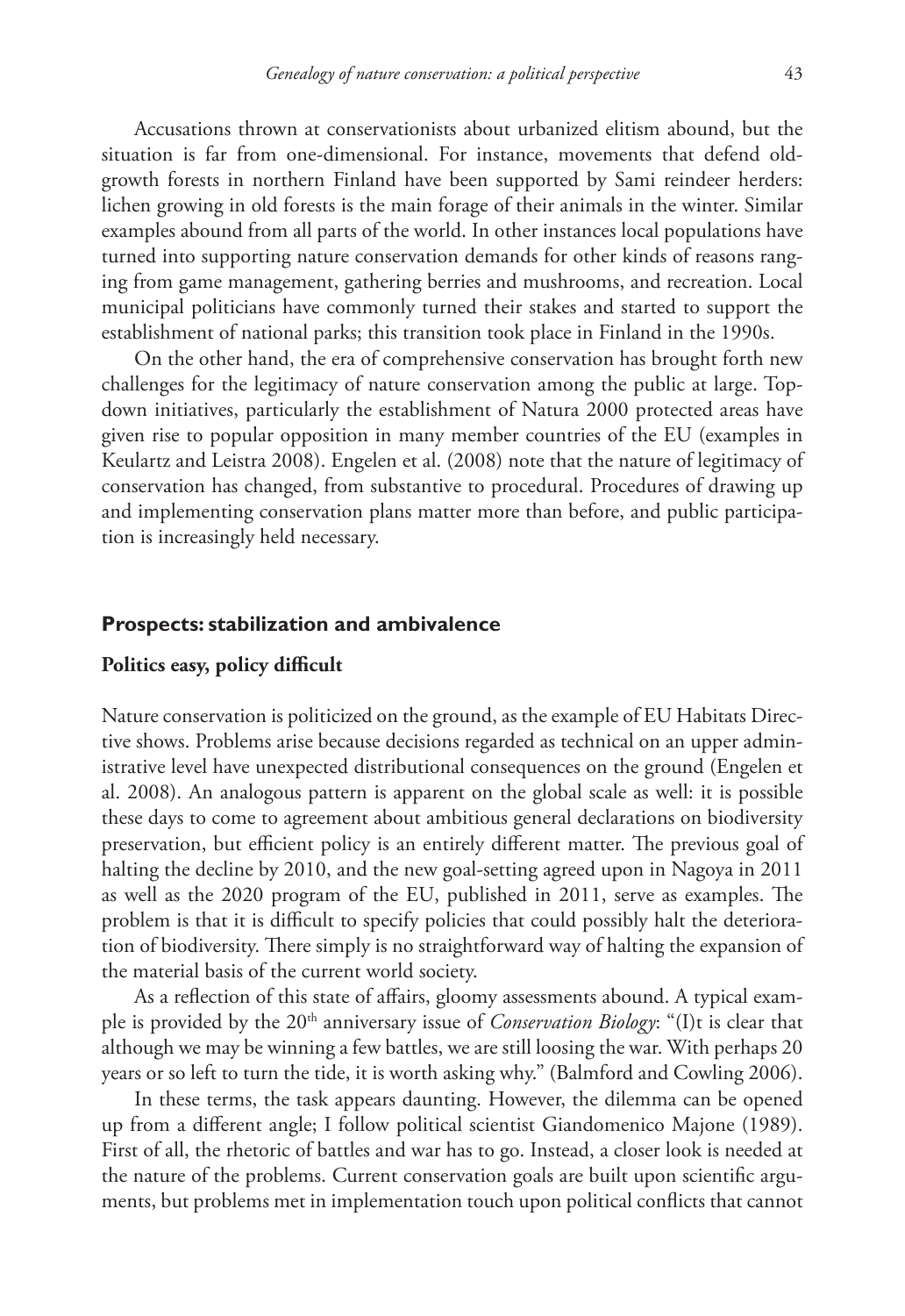Accusations thrown at conservationists about urbanized elitism abound, but the situation is far from one-dimensional. For instance, movements that defend old-growth forests in northern Finland have been supported by Sami reindeer herders: lichen growing in old forests is the main forage of their animals in the winter. Similar examples abound from all parts of the world. In other instances local populations have turned into supporting nature conservation demands for other kinds of reasons ranging from game management, gathering berries and mushrooms, and recreation. Local municipal politicians have commonly turned their stakes and started to support the establishment of national parks; this transition took place in Finland in the 1990s.

On the other hand, the era of comprehensive conservation has brought forth new challenges for the legitimacy of nature conservation among the public at large. Top-down initiatives, particularly the establishment of Natura 2000 protected areas have given rise to popular opposition in many member countries of the EU (examples in Keulartz and Leistra 2008). Engelen et al. (2008) note that the nature of legitimacy of conservation has changed, from substantive to procedural. Procedures of drawing up and implementing conservation plans matter more than before, and public participation is increasingly held necessary.

## Prospects: stabilization and ambivalence

### Politics easy, policy difficult

Nature conservation is politicized on the ground, as the example of EU Habitats Directive shows. Problems arise because decisions regarded as technical on an upper administrative level have unexpected distributional consequences on the ground (Engelen et al. 2008). An analogous pattern is apparent on the global scale as well: it is possible these days to come to agreement about ambitious general declarations on biodiversity preservation, but efficient policy is an entirely different matter. The previous goal of halting the decline by 2010, and the new goal-setting agreed upon in Nagoya in 2011 as well as the 2020 program of the EU, published in 2011, serve as examples. The problem is that it is difficult to specify policies that could possibly halt the deterioration of biodiversity. There simply is no straightforward way of halting the expansion of the material basis of the current world society.

As a reflection of this state of affairs, gloomy assessments abound. A typical example is provided by the 20th anniversary issue of *Conservation Biology*: "(I)t is clear that although we may be winning a few battles, we are still loosing the war. With perhaps 20 years or so left to turn the tide, it is worth asking why." (Balmford and Cowling 2006).

In these terms, the task appears daunting. However, the dilemma can be opened up from a different angle; I follow political scientist Giandomenico Majone (1989). First of all, the rhetoric of battles and war has to go. Instead, a closer look is needed at the nature of the problems. Current conservation goals are built upon scientific arguments, but problems met in implementation touch upon political conflicts that cannot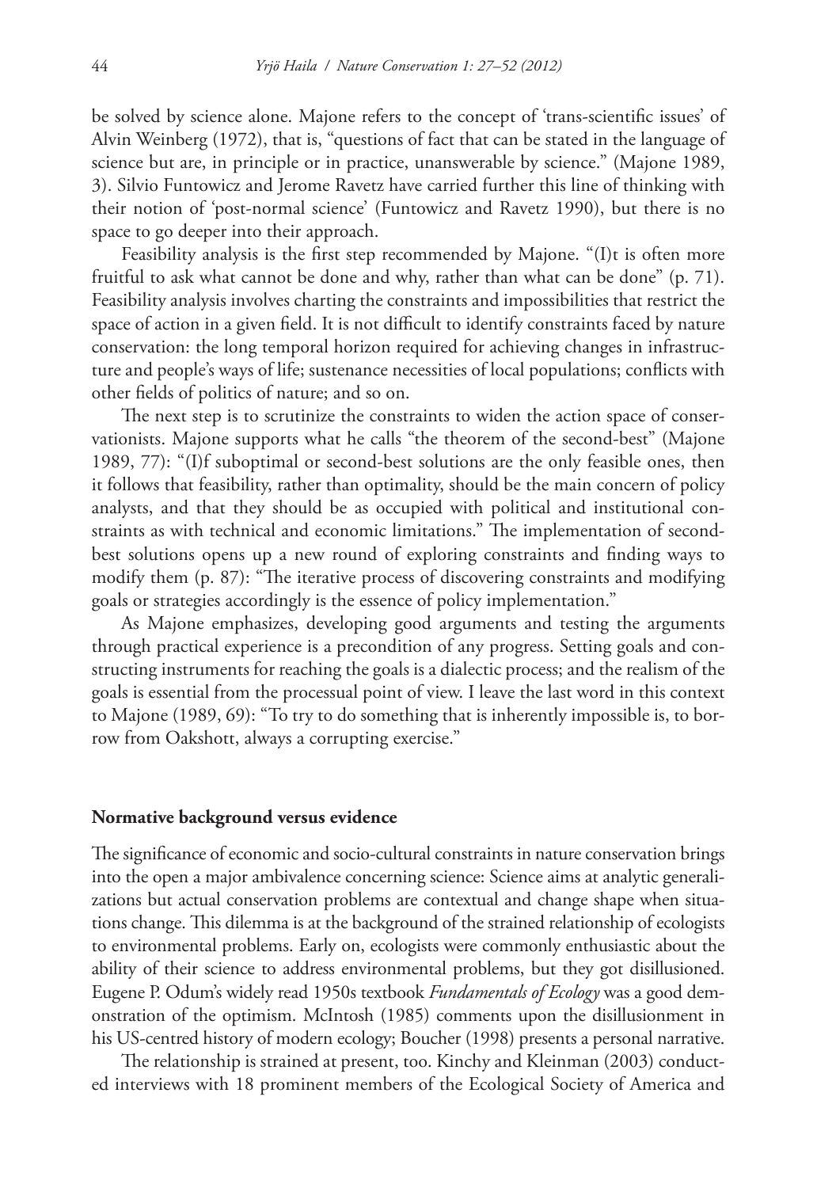be solved by science alone. Majone refers to the concept of 'trans-scientific issues' of Alvin Weinberg (1972), that is, "questions of fact that can be stated in the language of science but are, in principle or in practice, unanswerable by science." (Majone 1989, 3). Silvio Funtowicz and Jerome Ravetz have carried further this line of thinking with their notion of 'post-normal science' (Funtowicz and Ravetz 1990), but there is no space to go deeper into their approach.

Feasibility analysis is the first step recommended by Majone. "(I)t is often more fruitful to ask what cannot be done and why, rather than what can be done" (p. 71). Feasibility analysis involves charting the constraints and impossibilities that restrict the space of action in a given field. It is not difficult to identify constraints faced by nature conservation: the long temporal horizon required for achieving changes in infrastructure and people's ways of life; sustenance necessities of local populations; conflicts with other fields of politics of nature; and so on.

The next step is to scrutinize the constraints to widen the action space of conservationists. Majone supports what he calls "the theorem of the second-best" (Majone 1989, 77): "(I)f suboptimal or second-best solutions are the only feasible ones, then it follows that feasibility, rather than optimality, should be the main concern of policy analysts, and that they should be as occupied with political and institutional constraints as with technical and economic limitations." The implementation of second-best solutions opens up a new round of exploring constraints and finding ways to modify them (p. 87): "The iterative process of discovering constraints and modifying goals or strategies accordingly is the essence of policy implementation."

As Majone emphasizes, developing good arguments and testing the arguments through practical experience is a precondition of any progress. Setting goals and constructing instruments for reaching the goals is a dialectic process; and the realism of the goals is essential from the processual point of view. I leave the last word in this context to Majone (1989, 69): "To try to do something that is inherently impossible is, to borrow from Oakshott, always a corrupting exercise."

## Normative background versus evidence

The significance of economic and socio-cultural constraints in nature conservation brings into the open a major ambivalence concerning science: Science aims at analytic generalizations but actual conservation problems are contextual and change shape when situations change. This dilemma is at the background of the strained relationship of ecologists to environmental problems. Early on, ecologists were commonly enthusiastic about the ability of their science to address environmental problems, but they got disillusioned. Eugene P. Odum's widely read 1950s textbook *Fundamentals of Ecology* was a good demonstration of the optimism. McIntosh (1985) comments upon the disillusionment in his US-centred history of modern ecology; Boucher (1998) presents a personal narrative.

The relationship is strained at present, too. Kinchy and Kleinman (2003) conducted interviews with 18 prominent members of the Ecological Society of America and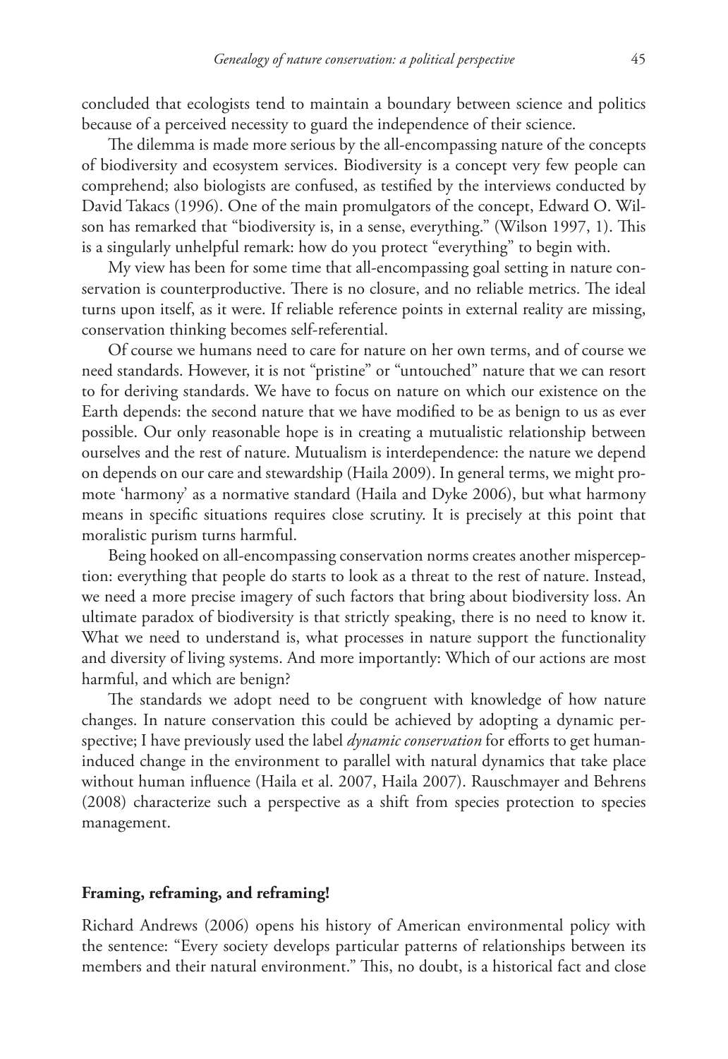concluded that ecologists tend to maintain a boundary between science and politics because of a perceived necessity to guard the independence of their science.

The dilemma is made more serious by the all-encompassing nature of the concepts of biodiversity and ecosystem services. Biodiversity is a concept very few people can comprehend; also biologists are confused, as testified by the interviews conducted by David Takacs (1996). One of the main promulgators of the concept, Edward O. Wilson has remarked that "biodiversity is, in a sense, everything." (Wilson 1997, 1). This is a singularly unhelpful remark: how do you protect "everything" to begin with.

My view has been for some time that all-encompassing goal setting in nature conservation is counterproductive. There is no closure, and no reliable metrics. The ideal turns upon itself, as it were. If reliable reference points in external reality are missing, conservation thinking becomes self-referential.

Of course we humans need to care for nature on her own terms, and of course we need standards. However, it is not "pristine" or "untouched" nature that we can resort to for deriving standards. We have to focus on nature on which our existence on the Earth depends: the second nature that we have modified to be as benign to us as ever possible. Our only reasonable hope is in creating a mutualistic relationship between ourselves and the rest of nature. Mutualism is interdependence: the nature we depend on depends on our care and stewardship (Haila 2009). In general terms, we might promote 'harmony' as a normative standard (Haila and Dyke 2006), but what harmony means in specific situations requires close scrutiny. It is precisely at this point that moralistic purism turns harmful.

Being hooked on all-encompassing conservation norms creates another misperception: everything that people do starts to look as a threat to the rest of nature. Instead, we need a more precise imagery of such factors that bring about biodiversity loss. An ultimate paradox of biodiversity is that strictly speaking, there is no need to know it. What we need to understand is, what processes in nature support the functionality and diversity of living systems. And more importantly: Which of our actions are most harmful, and which are benign?

The standards we adopt need to be congruent with knowledge of how nature changes. In nature conservation this could be achieved by adopting a dynamic perspective; I have previously used the label *dynamic conservation* for efforts to get human-induced change in the environment to parallel with natural dynamics that take place without human influence (Haila et al. 2007, Haila 2007). Rauschmayer and Behrens (2008) characterize such a perspective as a shift from species protection to species management.

## Framing, reframing, and reframing!

Richard Andrews (2006) opens his history of American environmental policy with the sentence: "Every society develops particular patterns of relationships between its members and their natural environment." This, no doubt, is a historical fact and close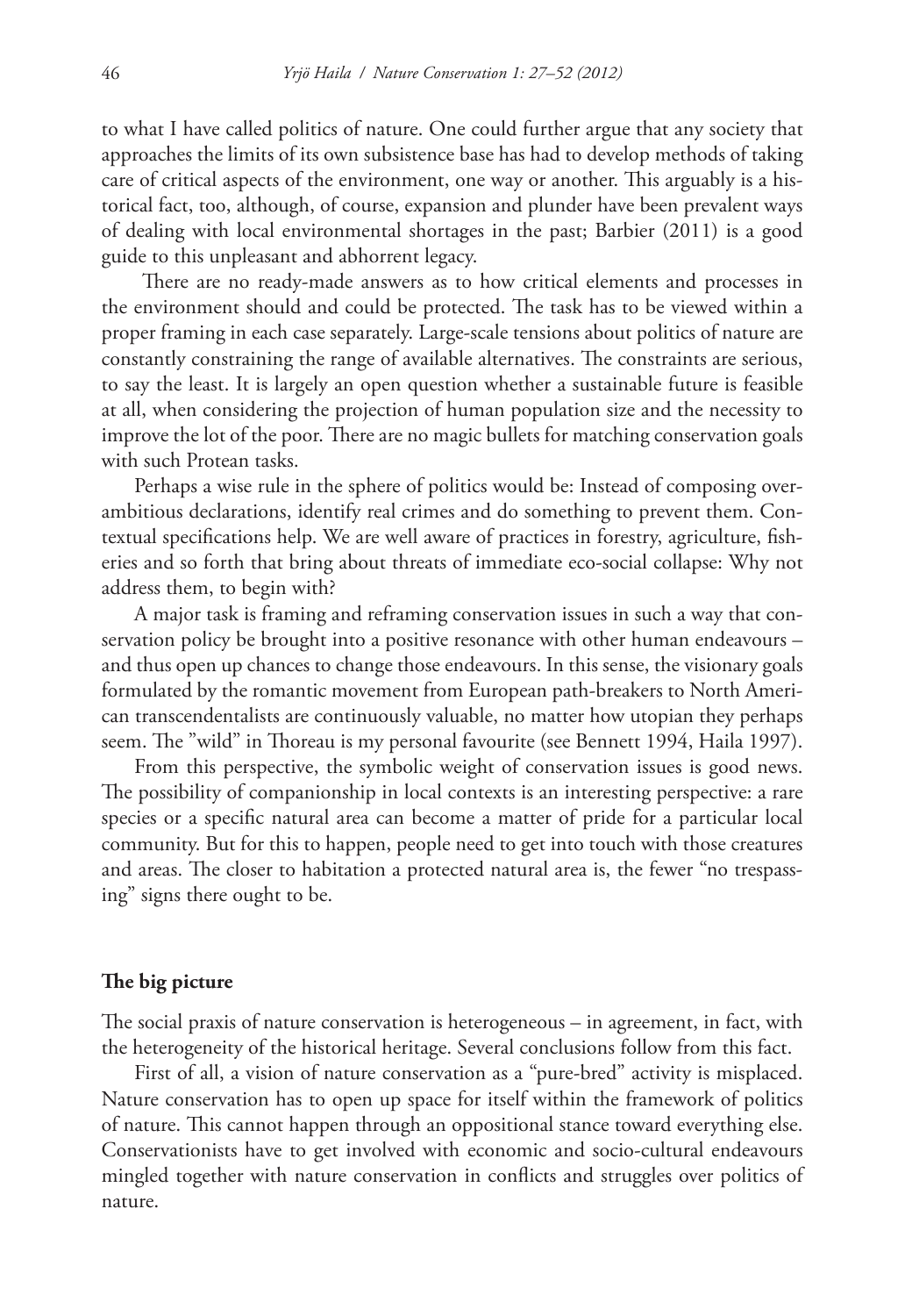to what I have called politics of nature. One could further argue that any society that approaches the limits of its own subsistence base has had to develop methods of taking care of critical aspects of the environment, one way or another. This arguably is a historical fact, too, although, of course, expansion and plunder have been prevalent ways of dealing with local environmental shortages in the past; Barbier (2011) is a good guide to this unpleasant and abhorrent legacy.

There are no ready-made answers as to how critical elements and processes in the environment should and could be protected. The task has to be viewed within a proper framing in each case separately. Large-scale tensions about politics of nature are constantly constraining the range of available alternatives. The constraints are serious, to say the least. It is largely an open question whether a sustainable future is feasible at all, when considering the projection of human population size and the necessity to improve the lot of the poor. There are no magic bullets for matching conservation goals with such Protean tasks.

Perhaps a wise rule in the sphere of politics would be: Instead of composing over-ambitious declarations, identify real crimes and do something to prevent them. Contextual specifications help. We are well aware of practices in forestry, agriculture, fisheries and so forth that bring about threats of immediate eco-social collapse: Why not address them, to begin with?

A major task is framing and reframing conservation issues in such a way that conservation policy be brought into a positive resonance with other human endeavours – and thus open up chances to change those endeavours. In this sense, the visionary goals formulated by the romantic movement from European path-breakers to North American transcendentalists are continuously valuable, no matter how utopian they perhaps seem. The "wild" in Thoreau is my personal favourite (see Bennett 1994, Haila 1997).

From this perspective, the symbolic weight of conservation issues is good news. The possibility of companionship in local contexts is an interesting perspective: a rare species or a specific natural area can become a matter of pride for a particular local community. But for this to happen, people need to get into touch with those creatures and areas. The closer to habitation a protected natural area is, the fewer "no trespassing" signs there ought to be.

## The big picture

The social praxis of nature conservation is heterogeneous – in agreement, in fact, with the heterogeneity of the historical heritage. Several conclusions follow from this fact.

First of all, a vision of nature conservation as a "pure-bred" activity is misplaced. Nature conservation has to open up space for itself within the framework of politics of nature. This cannot happen through an oppositional stance toward everything else. Conservationists have to get involved with economic and socio-cultural endeavours mingled together with nature conservation in conflicts and struggles over politics of nature.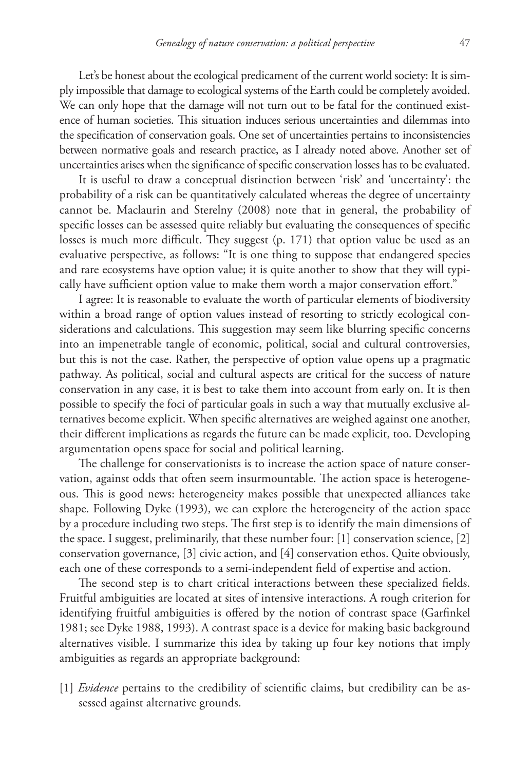Let's be honest about the ecological predicament of the current world society: It is simply impossible that damage to ecological systems of the Earth could be completely avoided. We can only hope that the damage will not turn out to be fatal for the continued existence of human societies. This situation induces serious uncertainties and dilemmas into the specification of conservation goals. One set of uncertainties pertains to inconsistencies between normative goals and research practice, as I already noted above. Another set of uncertainties arises when the significance of specific conservation losses has to be evaluated.

It is useful to draw a conceptual distinction between 'risk' and 'uncertainty': the probability of a risk can be quantitatively calculated whereas the degree of uncertainty cannot be. Maclaurin and Sterelny (2008) note that in general, the probability of specific losses can be assessed quite reliably but evaluating the consequences of specific losses is much more difficult. They suggest (p. 171) that option value be used as an evaluative perspective, as follows: "It is one thing to suppose that endangered species and rare ecosystems have option value; it is quite another to show that they will typically have sufficient option value to make them worth a major conservation effort."

I agree: It is reasonable to evaluate the worth of particular elements of biodiversity within a broad range of option values instead of resorting to strictly ecological considerations and calculations. This suggestion may seem like blurring specific concerns into an impenetrable tangle of economic, political, social and cultural controversies, but this is not the case. Rather, the perspective of option value opens up a pragmatic pathway. As political, social and cultural aspects are critical for the success of nature conservation in any case, it is best to take them into account from early on. It is then possible to specify the foci of particular goals in such a way that mutually exclusive alternatives become explicit. When specific alternatives are weighed against one another, their different implications as regards the future can be made explicit, too. Developing argumentation opens space for social and political learning.

The challenge for conservationists is to increase the action space of nature conservation, against odds that often seem insurmountable. The action space is heterogeneous. This is good news: heterogeneity makes possible that unexpected alliances take shape. Following Dyke (1993), we can explore the heterogeneity of the action space by a procedure including two steps. The first step is to identify the main dimensions of the space. I suggest, preliminarily, that these number four: [1] conservation science, [2] conservation governance, [3] civic action, and [4] conservation ethos. Quite obviously, each one of these corresponds to a semi-independent field of expertise and action.

The second step is to chart critical interactions between these specialized fields. Fruitful ambiguities are located at sites of intensive interactions. A rough criterion for identifying fruitful ambiguities is offered by the notion of contrast space (Garfinkel 1981; see Dyke 1988, 1993). A contrast space is a device for making basic background alternatives visible. I summarize this idea by taking up four key notions that imply ambiguities as regards an appropriate background:

[1] *Evidence* pertains to the credibility of scientific claims, but credibility can be assessed against alternative grounds.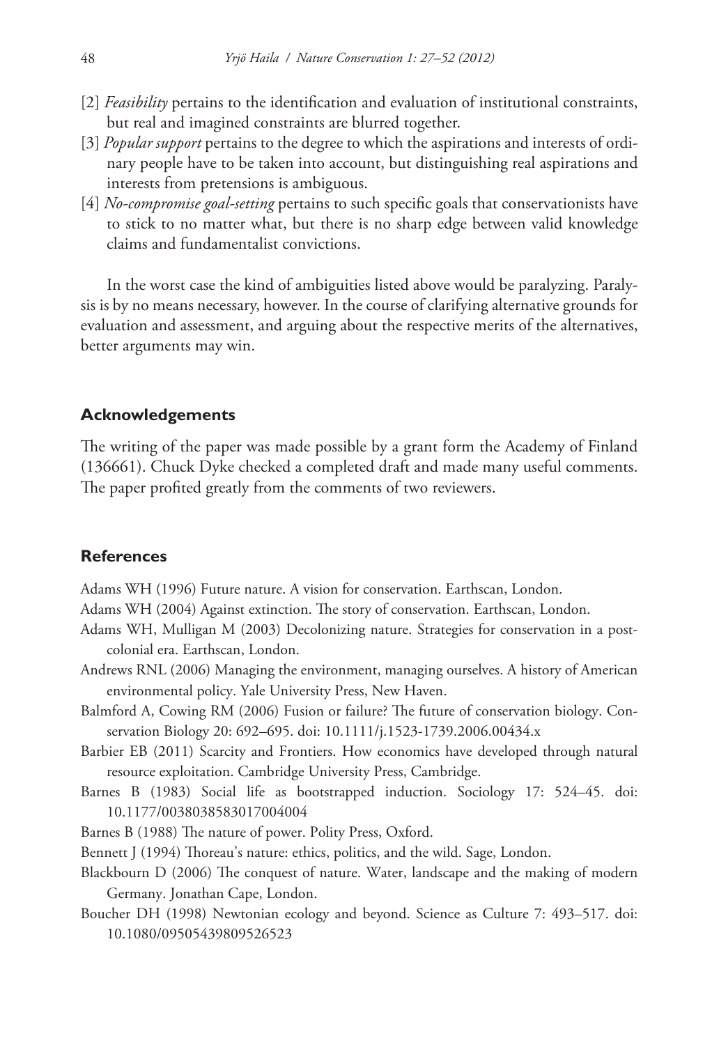[2] *Feasibility* pertains to the identification and evaluation of institutional constraints, but real and imagined constraints are blurred together.

[3] *Popular support* pertains to the degree to which the aspirations and interests of ordinary people have to be taken into account, but distinguishing real aspirations and interests from pretensions is ambiguous.

[4] *No-compromise goal-setting* pertains to such specific goals that conservationists have to stick to no matter what, but there is no sharp edge between valid knowledge claims and fundamentalist convictions.

In the worst case the kind of ambiguities listed above would be paralyzing. Paralysis is by no means necessary, however. In the course of clarifying alternative grounds for evaluation and assessment, and arguing about the respective merits of the alternatives, better arguments may win.

## Acknowledgements

The writing of the paper was made possible by a grant form the Academy of Finland (136661). Chuck Dyke checked a completed draft and made many useful comments. The paper profited greatly from the comments of two reviewers.

## References

Adams WH (1996) Future nature. A vision for conservation. Earthscan, London.

Adams WH (2004) Against extinction. The story of conservation. Earthscan, London.

Adams WH, Mulligan M (2003) Decolonizing nature. Strategies for conservation in a post-colonial era. Earthscan, London.

Andrews RNL (2006) Managing the environment, managing ourselves. A history of American environmental policy. Yale University Press, New Haven.

Balmford A, Cowing RM (2006) Fusion or failure? The future of conservation biology. Conservation Biology 20: 692–695. doi: 10.1111/j.1523-1739.2006.00434.x

Barbier EB (2011) Scarcity and Frontiers. How economics have developed through natural resource exploitation. Cambridge University Press, Cambridge.

Barnes B (1983) Social life as bootstrapped induction. Sociology 17: 524–45. doi: 10.1177/0038038583017004004

Barnes B (1988) The nature of power. Polity Press, Oxford.

Bennett J (1994) Thoreau's nature: ethics, politics, and the wild. Sage, London.

Blackbourn D (2006) The conquest of nature. Water, landscape and the making of modern Germany. Jonathan Cape, London.

Boucher DH (1998) Newtonian ecology and beyond. Science as Culture 7: 493–517. doi: 10.1080/09505439809526523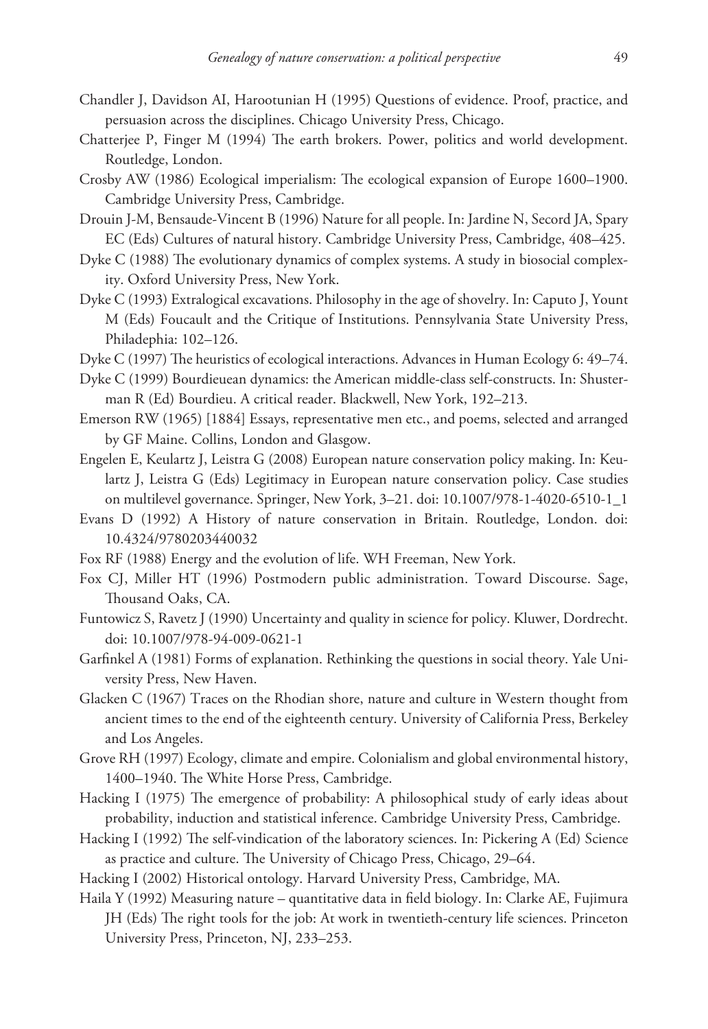Chandler J, Davidson AI, Harootunian H (1995) Questions of evidence. Proof, practice, and persuasion across the disciplines. Chicago University Press, Chicago.

Chatterjee P, Finger M (1994) The earth brokers. Power, politics and world development. Routledge, London.

Crosby AW (1986) Ecological imperialism: The ecological expansion of Europe 1600–1900. Cambridge University Press, Cambridge.

Drouin J-M, Bensaude-Vincent B (1996) Nature for all people. In: Jardine N, Secord JA, Spary EC (Eds) Cultures of natural history. Cambridge University Press, Cambridge, 408–425.

Dyke C (1988) The evolutionary dynamics of complex systems. A study in biosocial complexity. Oxford University Press, New York.

Dyke C (1993) Extralogical excavations. Philosophy in the age of shovelry. In: Caputo J, Yount M (Eds) Foucault and the Critique of Institutions. Pennsylvania State University Press, Philadephia: 102–126.

Dyke C (1997) The heuristics of ecological interactions. Advances in Human Ecology 6: 49–74.

Dyke C (1999) Bourdieuean dynamics: the American middle-class self-constructs. In: Shusterman R (Ed) Bourdieu. A critical reader. Blackwell, New York, 192–213.

Emerson RW (1965) [1884] Essays, representative men etc., and poems, selected and arranged by GF Maine. Collins, London and Glasgow.

Engelen E, Keulartz J, Leistra G (2008) European nature conservation policy making. In: Keulartz J, Leistra G (Eds) Legitimacy in European nature conservation policy. Case studies on multilevel governance. Springer, New York, 3–21. doi: 10.1007/978-1-4020-6510-1_1

Evans D (1992) A History of nature conservation in Britain. Routledge, London. doi: 10.4324/9780203440032

Fox RF (1988) Energy and the evolution of life. WH Freeman, New York.

Fox CJ, Miller HT (1996) Postmodern public administration. Toward Discourse. Sage, Thousand Oaks, CA.

Funtowicz S, Ravetz J (1990) Uncertainty and quality in science for policy. Kluwer, Dordrecht. doi: 10.1007/978-94-009-0621-1

Garfinkel A (1981) Forms of explanation. Rethinking the questions in social theory. Yale University Press, New Haven.

Glacken C (1967) Traces on the Rhodian shore, nature and culture in Western thought from ancient times to the end of the eighteenth century. University of California Press, Berkeley and Los Angeles.

Grove RH (1997) Ecology, climate and empire. Colonialism and global environmental history, 1400–1940. The White Horse Press, Cambridge.

Hacking I (1975) The emergence of probability: A philosophical study of early ideas about probability, induction and statistical inference. Cambridge University Press, Cambridge.

Hacking I (1992) The self-vindication of the laboratory sciences. In: Pickering A (Ed) Science as practice and culture. The University of Chicago Press, Chicago, 29–64.

Hacking I (2002) Historical ontology. Harvard University Press, Cambridge, MA.

Haila Y (1992) Measuring nature – quantitative data in field biology. In: Clarke AE, Fujimura JH (Eds) The right tools for the job: At work in twentieth-century life sciences. Princeton University Press, Princeton, NJ, 233–253.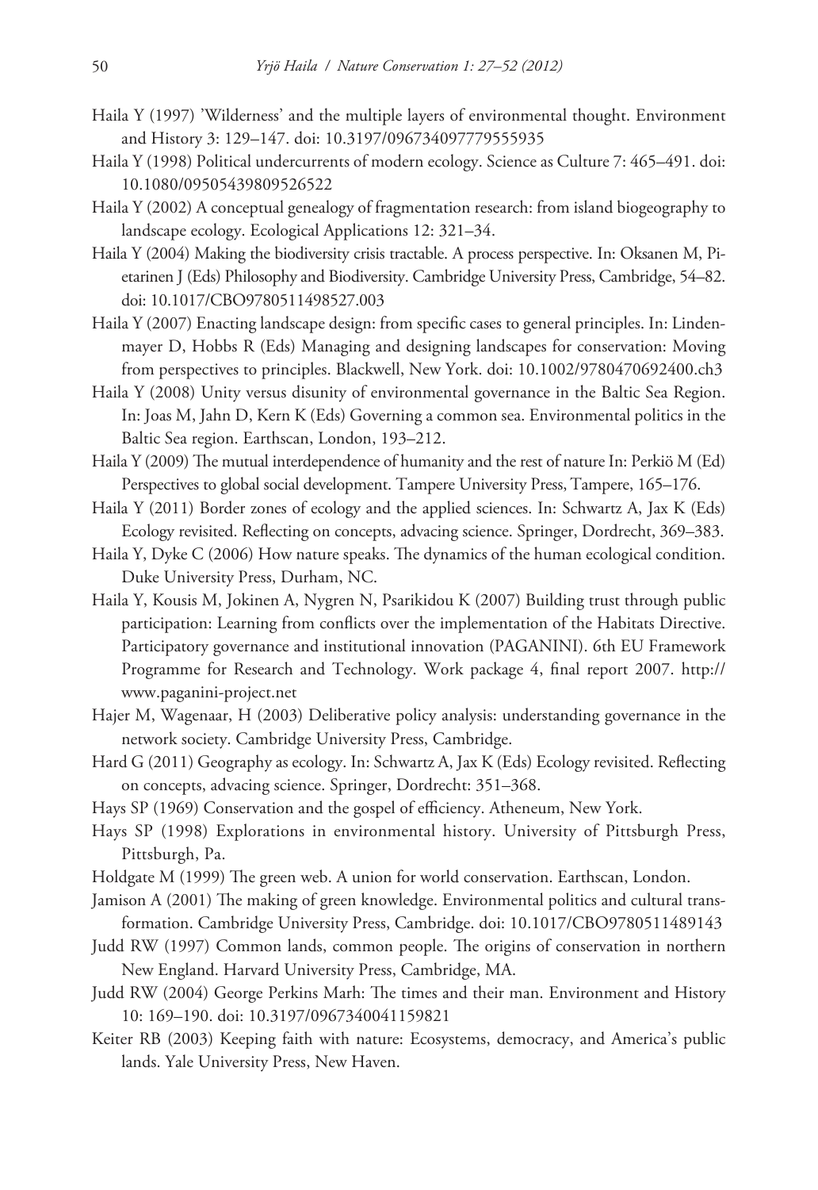Haila Y (1997) 'Wilderness' and the multiple layers of environmental thought. Environment and History 3: 129–147. doi: 10.3197/096734097779555935

Haila Y (1998) Political undercurrents of modern ecology. Science as Culture 7: 465–491. doi: 10.1080/09505439809526522

Haila Y (2002) A conceptual genealogy of fragmentation research: from island biogeography to landscape ecology. Ecological Applications 12: 321–34.

Haila Y (2004) Making the biodiversity crisis tractable. A process perspective. In: Oksanen M, Pietarinen J (Eds) Philosophy and Biodiversity. Cambridge University Press, Cambridge, 54–82. doi: 10.1017/CBO9780511498527.003

Haila Y (2007) Enacting landscape design: from specific cases to general principles. In: Lindenmayer D, Hobbs R (Eds) Managing and designing landscapes for conservation: Moving from perspectives to principles. Blackwell, New York. doi: 10.1002/9780470692400.ch3

Haila Y (2008) Unity versus disunity of environmental governance in the Baltic Sea Region. In: Joas M, Jahn D, Kern K (Eds) Governing a common sea. Environmental politics in the Baltic Sea region. Earthscan, London, 193–212.

Haila Y (2009) The mutual interdependence of humanity and the rest of nature In: Perkiö M (Ed) Perspectives to global social development. Tampere University Press, Tampere, 165–176.

Haila Y (2011) Border zones of ecology and the applied sciences. In: Schwartz A, Jax K (Eds) Ecology revisited. Reflecting on concepts, advacing science. Springer, Dordrecht, 369–383.

Haila Y, Dyke C (2006) How nature speaks. The dynamics of the human ecological condition. Duke University Press, Durham, NC.

Haila Y, Kousis M, Jokinen A, Nygren N, Psarikidou K (2007) Building trust through public participation: Learning from conflicts over the implementation of the Habitats Directive. Participatory governance and institutional innovation (PAGANINI). 6th EU Framework Programme for Research and Technology. Work package 4, final report 2007. http://www.paganini-project.net

Hajer M, Wagenaar, H (2003) Deliberative policy analysis: understanding governance in the network society. Cambridge University Press, Cambridge.

Hard G (2011) Geography as ecology. In: Schwartz A, Jax K (Eds) Ecology revisited. Reflecting on concepts, advacing science. Springer, Dordrecht: 351–368.

Hays SP (1969) Conservation and the gospel of efficiency. Atheneum, New York.

Hays SP (1998) Explorations in environmental history. University of Pittsburgh Press, Pittsburgh, Pa.

Holdgate M (1999) The green web. A union for world conservation. Earthscan, London.

Jamison A (2001) The making of green knowledge. Environmental politics and cultural transformation. Cambridge University Press, Cambridge. doi: 10.1017/CBO9780511489143

Judd RW (1997) Common lands, common people. The origins of conservation in northern New England. Harvard University Press, Cambridge, MA.

Judd RW (2004) George Perkins Marh: The times and their man. Environment and History 10: 169–190. doi: 10.3197/0967340041159821

Keiter RB (2003) Keeping faith with nature: Ecosystems, democracy, and America's public lands. Yale University Press, New Haven.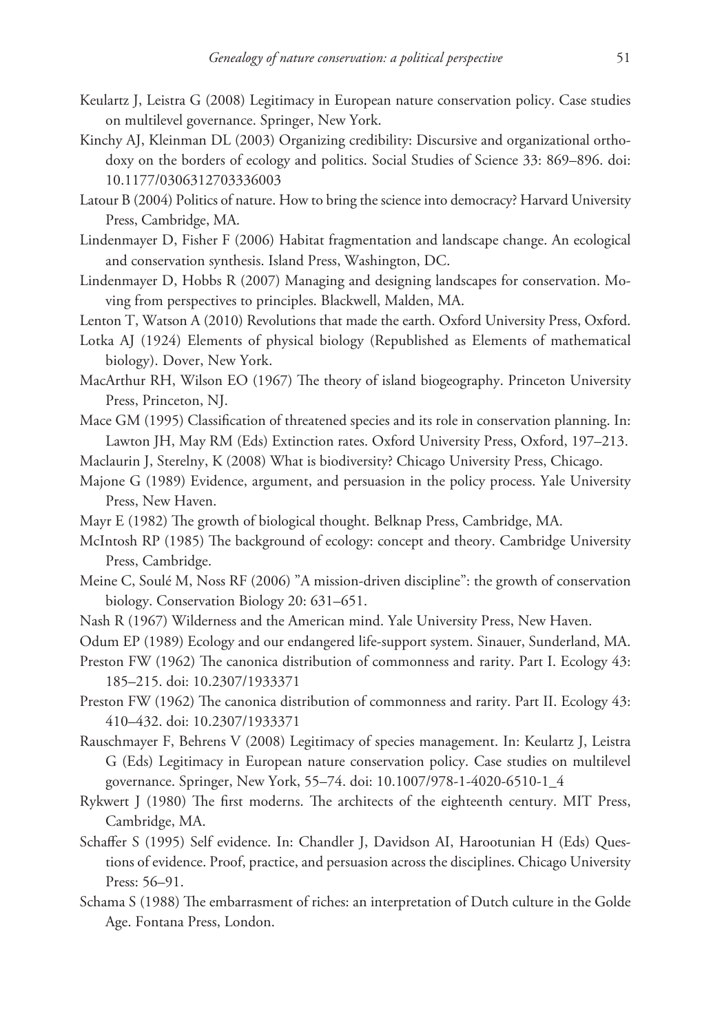Keulartz J, Leistra G (2008) Legitimacy in European nature conservation policy. Case studies on multilevel governance. Springer, New York.

Kinchy AJ, Kleinman DL (2003) Organizing credibility: Discursive and organizational orthodoxy on the borders of ecology and politics. Social Studies of Science 33: 869–896. doi: 10.1177/0306312703336003

Latour B (2004) Politics of nature. How to bring the science into democracy? Harvard University Press, Cambridge, MA.

Lindenmayer D, Fisher F (2006) Habitat fragmentation and landscape change. An ecological and conservation synthesis. Island Press, Washington, DC.

Lindenmayer D, Hobbs R (2007) Managing and designing landscapes for conservation. Moving from perspectives to principles. Blackwell, Malden, MA.

Lenton T, Watson A (2010) Revolutions that made the earth. Oxford University Press, Oxford.

Lotka AJ (1924) Elements of physical biology (Republished as Elements of mathematical biology). Dover, New York.

MacArthur RH, Wilson EO (1967) The theory of island biogeography. Princeton University Press, Princeton, NJ.

Mace GM (1995) Classification of threatened species and its role in conservation planning. In: Lawton JH, May RM (Eds) Extinction rates. Oxford University Press, Oxford, 197–213.

Maclaurin J, Sterelny, K (2008) What is biodiversity? Chicago University Press, Chicago.

Majone G (1989) Evidence, argument, and persuasion in the policy process. Yale University Press, New Haven.

Mayr E (1982) The growth of biological thought. Belknap Press, Cambridge, MA.

McIntosh RP (1985) The background of ecology: concept and theory. Cambridge University Press, Cambridge.

Meine C, Soulé M, Noss RF (2006) "A mission-driven discipline": the growth of conservation biology. Conservation Biology 20: 631–651.

Nash R (1967) Wilderness and the American mind. Yale University Press, New Haven.

Odum EP (1989) Ecology and our endangered life-support system. Sinauer, Sunderland, MA.

Preston FW (1962) The canonica distribution of commonness and rarity. Part I. Ecology 43: 185–215. doi: 10.2307/1933371

Preston FW (1962) The canonica distribution of commonness and rarity. Part II. Ecology 43: 410–432. doi: 10.2307/1933371

Rauschmayer F, Behrens V (2008) Legitimacy of species management. In: Keulartz J, Leistra G (Eds) Legitimacy in European nature conservation policy. Case studies on multilevel governance. Springer, New York, 55–74. doi: 10.1007/978-1-4020-6510-1_4

Rykwert J (1980) The first moderns. The architects of the eighteenth century. MIT Press, Cambridge, MA.

Schaffer S (1995) Self evidence. In: Chandler J, Davidson AI, Harootunian H (Eds) Questions of evidence. Proof, practice, and persuasion across the disciplines. Chicago University Press: 56–91.

Schama S (1988) The embarrasment of riches: an interpretation of Dutch culture in the Golde Age. Fontana Press, London.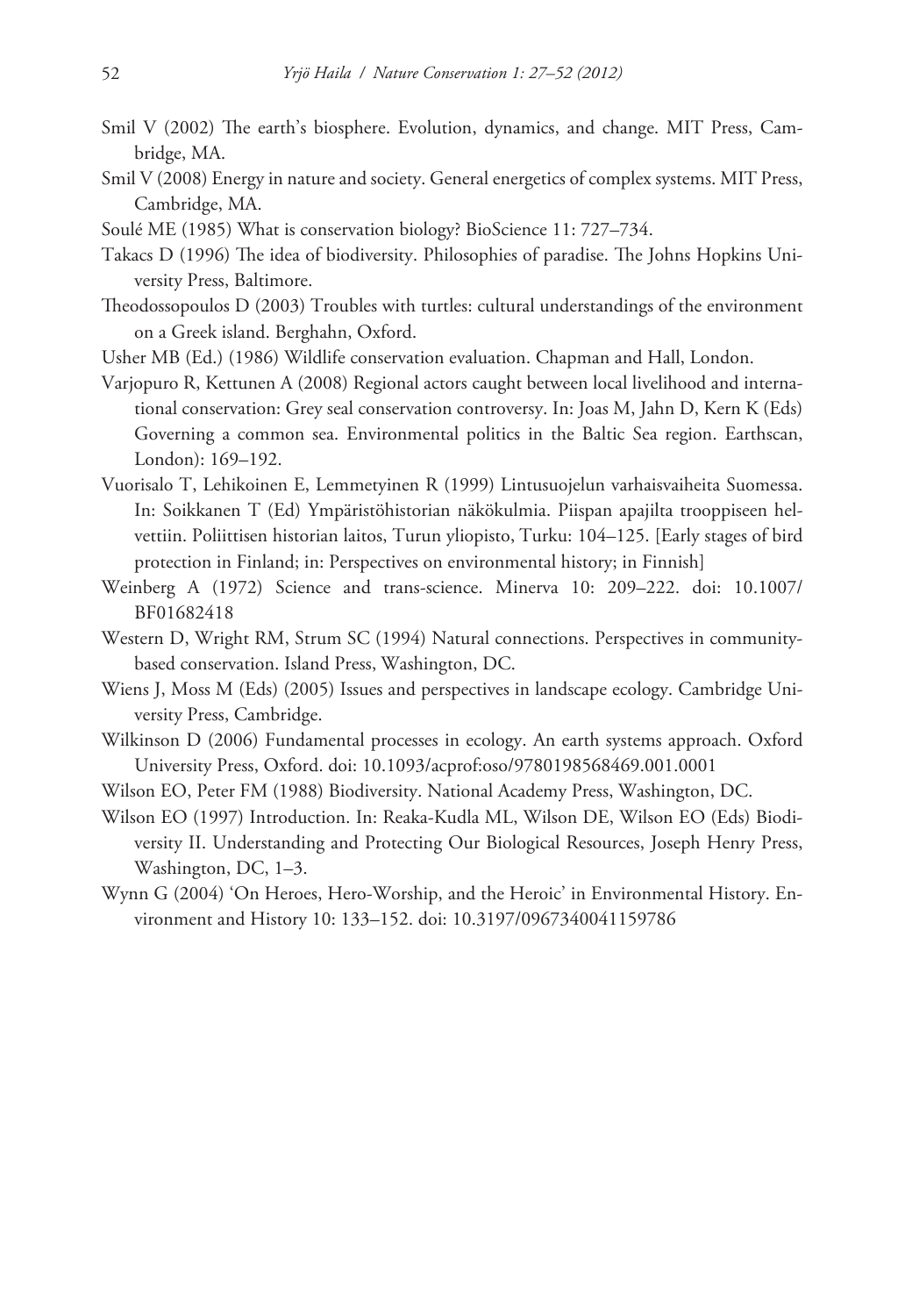Smil V (2002) The earth's biosphere. Evolution, dynamics, and change. MIT Press, Cambridge, MA.

Smil V (2008) Energy in nature and society. General energetics of complex systems. MIT Press, Cambridge, MA.

Soulé ME (1985) What is conservation biology? BioScience 11: 727–734.

Takacs D (1996) The idea of biodiversity. Philosophies of paradise. The Johns Hopkins University Press, Baltimore.

Theodossopoulos D (2003) Troubles with turtles: cultural understandings of the environment on a Greek island. Berghahn, Oxford.

Usher MB (Ed.) (1986) Wildlife conservation evaluation. Chapman and Hall, London.

Varjopuro R, Kettunen A (2008) Regional actors caught between local livelihood and international conservation: Grey seal conservation controversy. In: Joas M, Jahn D, Kern K (Eds) Governing a common sea. Environmental politics in the Baltic Sea region. Earthscan, London): 169–192.

Vuorisalo T, Lehikoinen E, Lemmetyinen R (1999) Lintusuojelun varhaisvaiheita Suomessa. In: Soikkanen T (Ed) Ympäristöhistorian näkökulmia. Piispan apajilta trooppiseen helvettiin. Poliittisen historian laitos, Turun yliopisto, Turku: 104–125. [Early stages of bird protection in Finland; in: Perspectives on environmental history; in Finnish]

Weinberg A (1972) Science and trans-science. Minerva 10: 209–222. doi: 10.1007/BF01682418

Western D, Wright RM, Strum SC (1994) Natural connections. Perspectives in community-based conservation. Island Press, Washington, DC.

Wiens J, Moss M (Eds) (2005) Issues and perspectives in landscape ecology. Cambridge University Press, Cambridge.

Wilkinson D (2006) Fundamental processes in ecology. An earth systems approach. Oxford University Press, Oxford. doi: 10.1093/acprof:oso/9780198568469.001.0001

Wilson EO, Peter FM (1988) Biodiversity. National Academy Press, Washington, DC.

Wilson EO (1997) Introduction. In: Reaka-Kudla ML, Wilson DE, Wilson EO (Eds) Biodiversity II. Understanding and Protecting Our Biological Resources, Joseph Henry Press, Washington, DC, 1–3.

Wynn G (2004) 'On Heroes, Hero-Worship, and the Heroic' in Environmental History. Environment and History 10: 133–152. doi: 10.3197/0967340041159786